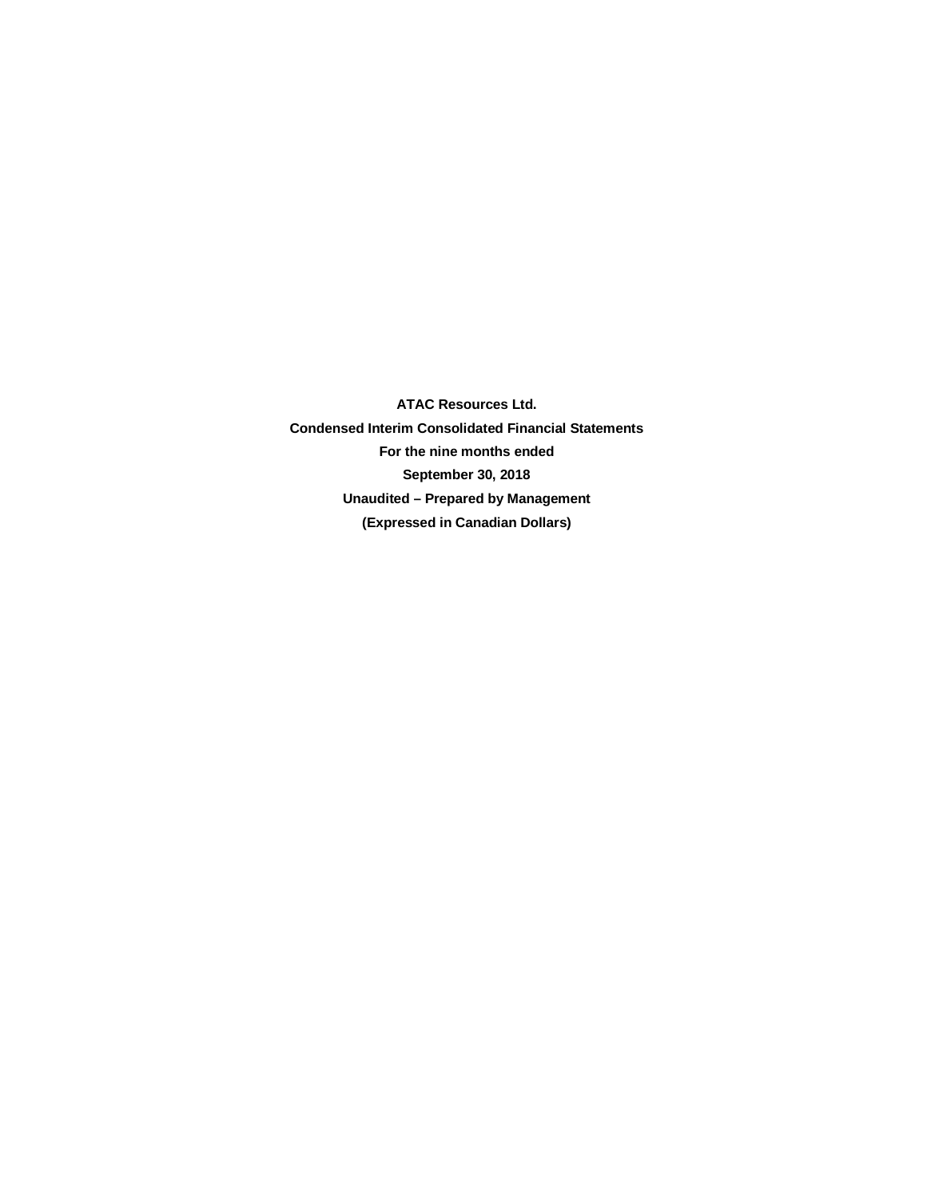**ATAC Resources Ltd.**

**Condensed Interim Consolidated Financial Statements**

**For the nine months ended**

**September 30, 2018**

**Unaudited – Prepared by Management**

**(Expressed in Canadian Dollars)**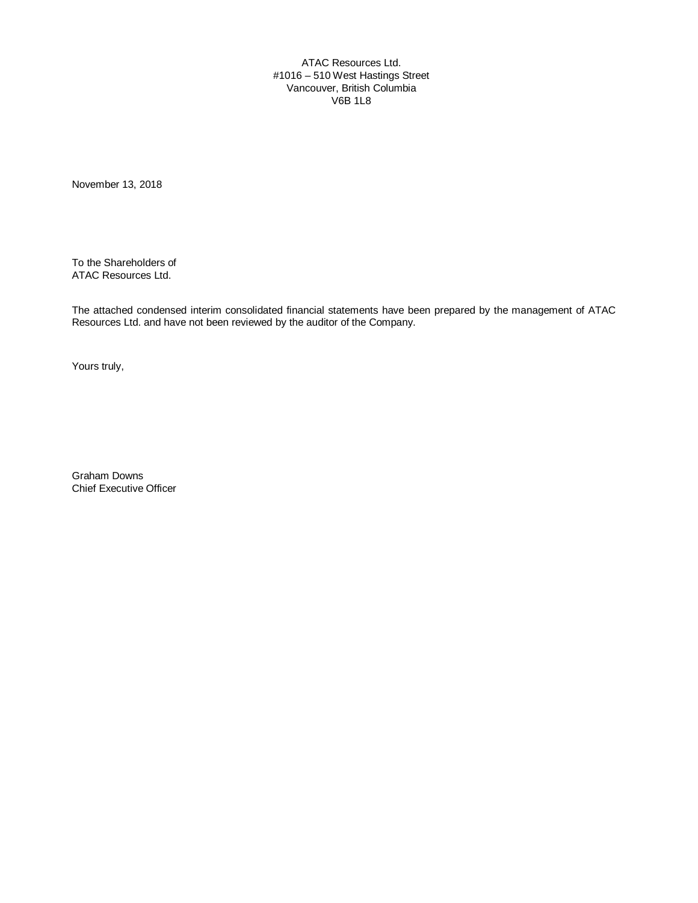ATAC Resources Ltd.
#1016 – 510 West Hastings Street
Vancouver, British Columbia
V6B 1L8

November 13, 2018

To the Shareholders of
ATAC Resources Ltd.

The attached condensed interim consolidated financial statements have been prepared by the management of ATAC Resources Ltd. and have not been reviewed by the auditor of the Company.

Yours truly,

Graham Downs
Chief Executive Officer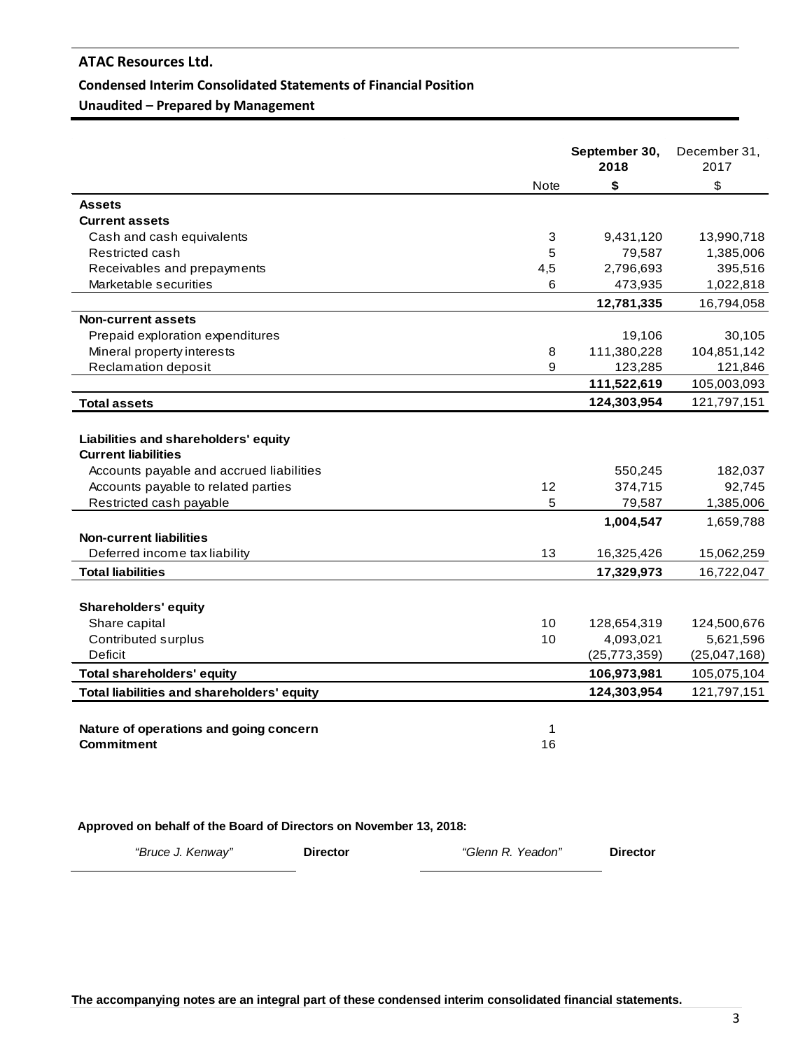# ATAC Resources Ltd.

## Condensed Interim Consolidated Statements of Financial Position

**Unaudited – Prepared by Management**

| | Note | September 30, 2018 | December 31, 2017 |
|---|---|---|---|
| | | **$** | $ |
| **Assets** | | | |
| **Current assets** | | | |
| Cash and cash equivalents | 3 | 9,431,120 | 13,990,718 |
| Restricted cash | 5 | 79,587 | 1,385,006 |
| Receivables and prepayments | 4,5 | 2,796,693 | 395,516 |
| Marketable securities | 6 | 473,935 | 1,022,818 |
| | | **12,781,335** | 16,794,058 |
| **Non-current assets** | | | |
| Prepaid exploration expenditures | | 19,106 | 30,105 |
| Mineral property interests | 8 | 111,380,228 | 104,851,142 |
| Reclamation deposit | 9 | 123,285 | 121,846 |
| | | **111,522,619** | 105,003,093 |
| **Total assets** | | **124,303,954** | 121,797,151 |
| | | | |
| **Liabilities and shareholders' equity** | | | |
| **Current liabilities** | | | |
| Accounts payable and accrued liabilities | | 550,245 | 182,037 |
| Accounts payable to related parties | 12 | 374,715 | 92,745 |
| Restricted cash payable | 5 | 79,587 | 1,385,006 |
| | | **1,004,547** | 1,659,788 |
| **Non-current liabilities** | | | |
| Deferred income tax liability | 13 | 16,325,426 | 15,062,259 |
| **Total liabilities** | | **17,329,973** | 16,722,047 |
| | | | |
| **Shareholders' equity** | | | |
| Share capital | 10 | 128,654,319 | 124,500,676 |
| Contributed surplus | 10 | 4,093,021 | 5,621,596 |
| Deficit | | (25,773,359) | (25,047,168) |
| **Total shareholders' equity** | | **106,973,981** | 105,075,104 |
| **Total liabilities and shareholders' equity** | | **124,303,954** | 121,797,151 |

**Nature of operations and going concern** — Note 1

**Commitment** — Note 16

**Approved on behalf of the Board of Directors on November 13, 2018:**

*"Bruce J. Kenway"* **Director** *"Glenn R. Yeadon"* **Director**

**The accompanying notes are an integral part of these condensed interim consolidated financial statements.**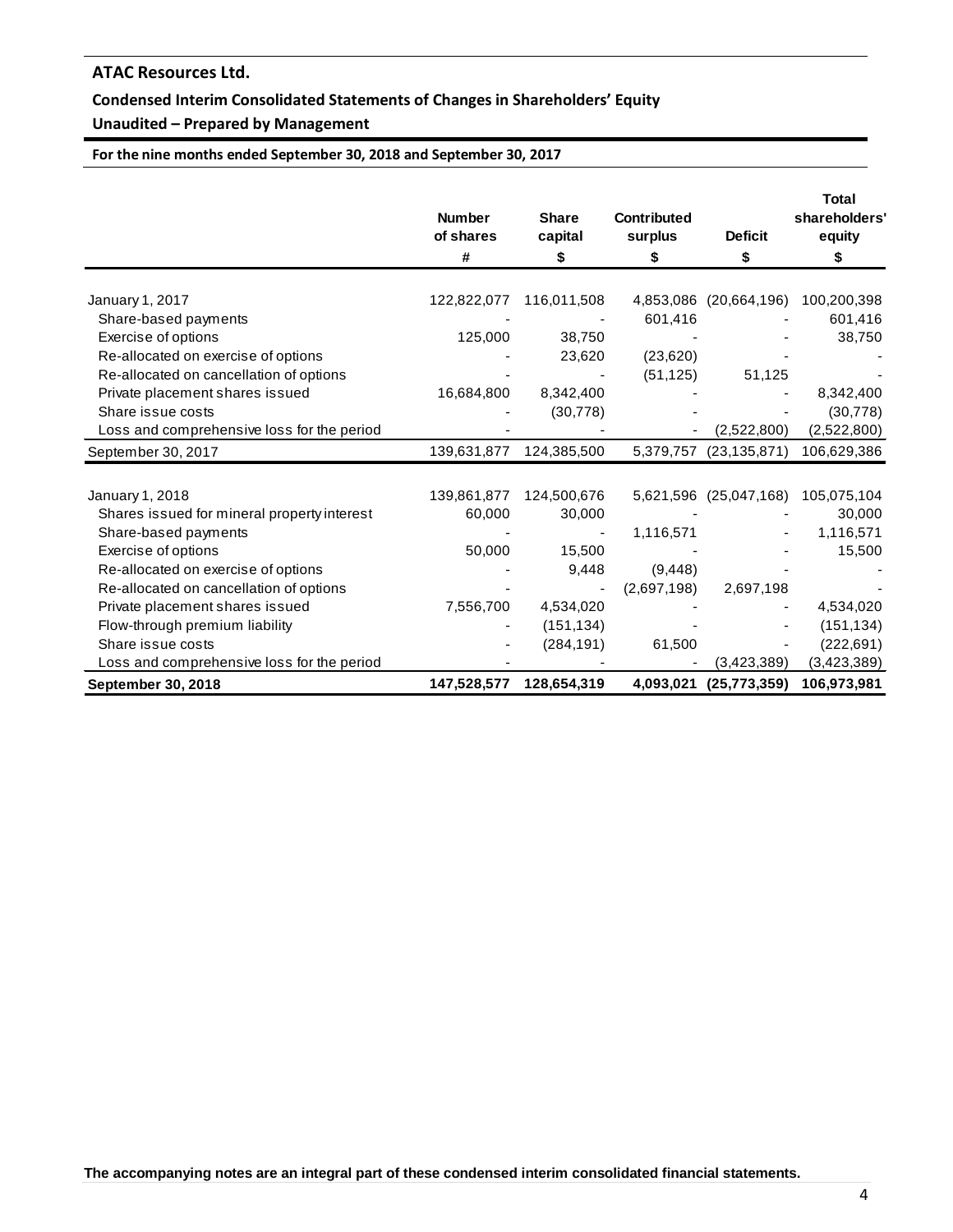## ATAC Resources Ltd.

**Condensed Interim Consolidated Statements of Changes in Shareholders' Equity**

**Unaudited – Prepared by Management**

**For the nine months ended September 30, 2018 and September 30, 2017**

| | Number of shares | Share capital | Contributed surplus | Deficit | Total shareholders' equity |
|---|---|---|---|---|---|
| | # | $ | $ | $ | $ |
| January 1, 2017 | 122,822,077 | 116,011,508 | 4,853,086 | (20,664,196) | 100,200,398 |
| Share-based payments | - | - | 601,416 | - | 601,416 |
| Exercise of options | 125,000 | 38,750 | - | - | 38,750 |
| Re-allocated on exercise of options | - | 23,620 | (23,620) | - | - |
| Re-allocated on cancellation of options | - | - | (51,125) | 51,125 | - |
| Private placement shares issued | 16,684,800 | 8,342,400 | - | - | 8,342,400 |
| Share issue costs | - | (30,778) | - | - | (30,778) |
| Loss and comprehensive loss for the period | - | - | - | (2,522,800) | (2,522,800) |
| September 30, 2017 | 139,631,877 | 124,385,500 | 5,379,757 | (23,135,871) | 106,629,386 |
| | | | | | |
| January 1, 2018 | 139,861,877 | 124,500,676 | 5,621,596 | (25,047,168) | 105,075,104 |
| Shares issued for mineral property interest | 60,000 | 30,000 | - | - | 30,000 |
| Share-based payments | - | - | 1,116,571 | - | 1,116,571 |
| Exercise of options | 50,000 | 15,500 | - | - | 15,500 |
| Re-allocated on exercise of options | - | 9,448 | (9,448) | - | - |
| Re-allocated on cancellation of options | - | - | (2,697,198) | 2,697,198 | - |
| Private placement shares issued | 7,556,700 | 4,534,020 | - | - | 4,534,020 |
| Flow-through premium liability | - | (151,134) | - | - | (151,134) |
| Share issue costs | - | (284,191) | 61,500 | - | (222,691) |
| Loss and comprehensive loss for the period | - | - | - | (3,423,389) | (3,423,389) |
| **September 30, 2018** | **147,528,577** | **128,654,319** | **4,093,021** | **(25,773,359)** | **106,973,981** |

**The accompanying notes are an integral part of these condensed interim consolidated financial statements.**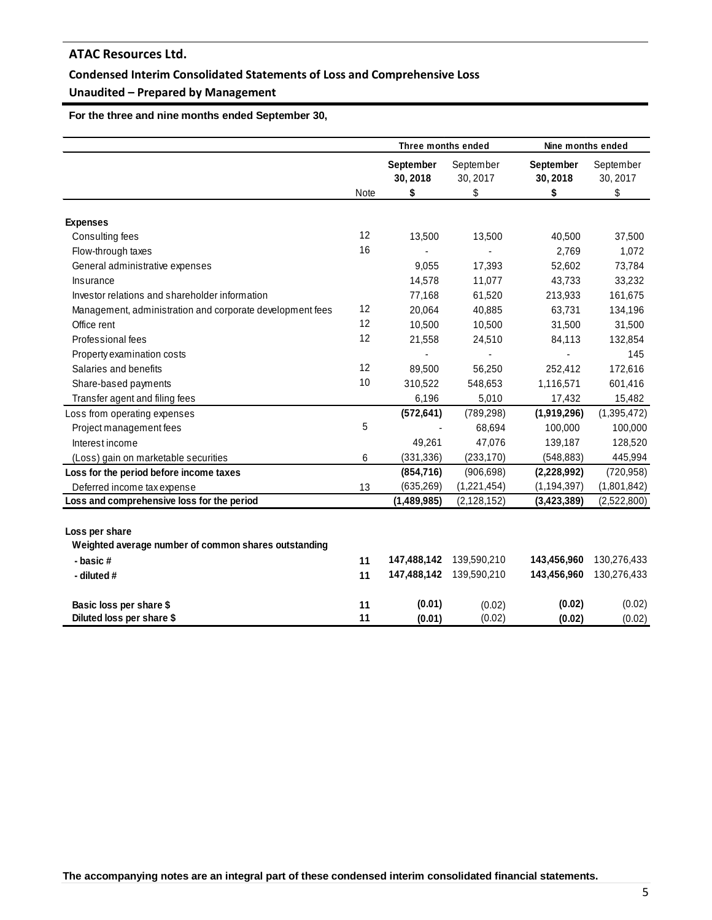# ATAC Resources Ltd.

## Condensed Interim Consolidated Statements of Loss and Comprehensive Loss

## Unaudited – Prepared by Management

**For the three and nine months ended September 30,**

| | | Three months ended | | Nine months ended | |
|---|---|---|---|---|---|
| | | **September 30, 2018** | September 30, 2017 | **September 30, 2018** | September 30, 2017 |
| | Note | **$** | $ | **$** | $ |
| **Expenses** | | | | | |
| Consulting fees | 12 | 13,500 | 13,500 | 40,500 | 37,500 |
| Flow-through taxes | 16 | - | - | 2,769 | 1,072 |
| General administrative expenses | | 9,055 | 17,393 | 52,602 | 73,784 |
| Insurance | | 14,578 | 11,077 | 43,733 | 33,232 |
| Investor relations and shareholder information | | 77,168 | 61,520 | 213,933 | 161,675 |
| Management, administration and corporate development fees | 12 | 20,064 | 40,885 | 63,731 | 134,196 |
| Office rent | 12 | 10,500 | 10,500 | 31,500 | 31,500 |
| Professional fees | 12 | 21,558 | 24,510 | 84,113 | 132,854 |
| Property examination costs | | - | - | - | 145 |
| Salaries and benefits | 12 | 89,500 | 56,250 | 252,412 | 172,616 |
| Share-based payments | 10 | 310,522 | 548,653 | 1,116,571 | 601,416 |
| Transfer agent and filing fees | | 6,196 | 5,010 | 17,432 | 15,482 |
| Loss from operating expenses | | **(572,641)** | (789,298) | **(1,919,296)** | (1,395,472) |
| Project management fees | 5 | - | 68,694 | 100,000 | 100,000 |
| Interest income | | 49,261 | 47,076 | 139,187 | 128,520 |
| (Loss) gain on marketable securities | 6 | (331,336) | (233,170) | (548,883) | 445,994 |
| **Loss for the period before income taxes** | | **(854,716)** | (906,698) | **(2,228,992)** | (720,958) |
| Deferred income tax expense | 13 | (635,269) | (1,221,454) | (1,194,397) | (1,801,842) |
| **Loss and comprehensive loss for the period** | | **(1,489,985)** | (2,128,152) | **(3,423,389)** | (2,522,800) |
| | | | | | |
| **Loss per share** | | | | | |
| **Weighted average number of common shares outstanding** | | | | | |
| **- basic #** | **11** | **147,488,142** | 139,590,210 | **143,456,960** | 130,276,433 |
| **- diluted #** | **11** | **147,488,142** | 139,590,210 | **143,456,960** | 130,276,433 |
| | | | | | |
| **Basic loss per share $** | **11** | **(0.01)** | (0.02) | **(0.02)** | (0.02) |
| **Diluted loss per share $** | **11** | **(0.01)** | (0.02) | **(0.02)** | (0.02) |

**The accompanying notes are an integral part of these condensed interim consolidated financial statements.**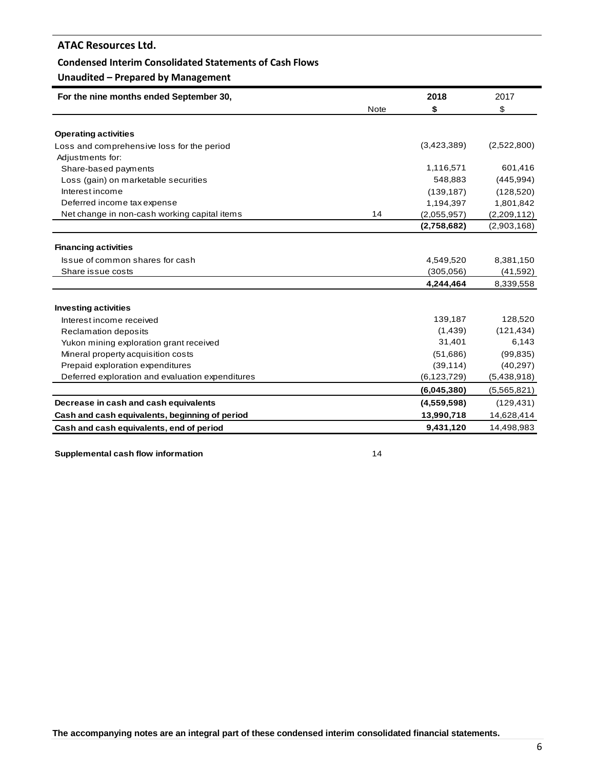## ATAC Resources Ltd.

### Condensed Interim Consolidated Statements of Cash Flows

### Unaudited – Prepared by Management

| For the nine months ended September 30, | Note | **2018** | 2017 |
|---|---|---|---|
| | | **$** | $ |
| **Operating activities** | | | |
| Loss and comprehensive loss for the period | | (3,423,389) | (2,522,800) |
| Adjustments for: | | | |
| Share-based payments | | 1,116,571 | 601,416 |
| Loss (gain) on marketable securities | | 548,883 | (445,994) |
| Interest income | | (139,187) | (128,520) |
| Deferred income tax expense | | 1,194,397 | 1,801,842 |
| Net change in non-cash working capital items | 14 | (2,055,957) | (2,209,112) |
| | | **(2,758,682)** | (2,903,168) |
| **Financing activities** | | | |
| Issue of common shares for cash | | 4,549,520 | 8,381,150 |
| Share issue costs | | (305,056) | (41,592) |
| | | **4,244,464** | 8,339,558 |
| **Investing activities** | | | |
| Interest income received | | 139,187 | 128,520 |
| Reclamation deposits | | (1,439) | (121,434) |
| Yukon mining exploration grant received | | 31,401 | 6,143 |
| Mineral property acquisition costs | | (51,686) | (99,835) |
| Prepaid exploration expenditures | | (39,114) | (40,297) |
| Deferred exploration and evaluation expenditures | | (6,123,729) | (5,438,918) |
| | | **(6,045,380)** | (5,565,821) |
| **Decrease in cash and cash equivalents** | | **(4,559,598)** | (129,431) |
| **Cash and cash equivalents, beginning of period** | | **13,990,718** | 14,628,414 |
| **Cash and cash equivalents, end of period** | | **9,431,120** | 14,498,983 |

**Supplemental cash flow information** 14

**The accompanying notes are an integral part of these condensed interim consolidated financial statements.**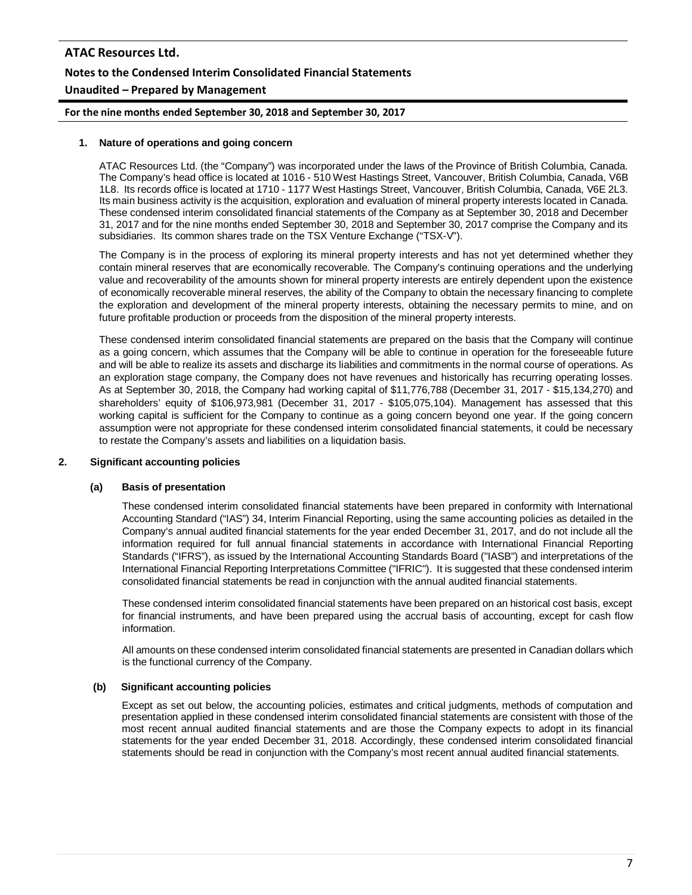## 1. Nature of operations and going concern

ATAC Resources Ltd. (the "Company") was incorporated under the laws of the Province of British Columbia, Canada. The Company's head office is located at 1016 - 510 West Hastings Street, Vancouver, British Columbia, Canada, V6B 1L8. Its records office is located at 1710 - 1177 West Hastings Street, Vancouver, British Columbia, Canada, V6E 2L3. Its main business activity is the acquisition, exploration and evaluation of mineral property interests located in Canada. These condensed interim consolidated financial statements of the Company as at September 30, 2018 and December 31, 2017 and for the nine months ended September 30, 2018 and September 30, 2017 comprise the Company and its subsidiaries. Its common shares trade on the TSX Venture Exchange ("TSX-V").

The Company is in the process of exploring its mineral property interests and has not yet determined whether they contain mineral reserves that are economically recoverable. The Company's continuing operations and the underlying value and recoverability of the amounts shown for mineral property interests are entirely dependent upon the existence of economically recoverable mineral reserves, the ability of the Company to obtain the necessary financing to complete the exploration and development of the mineral property interests, obtaining the necessary permits to mine, and on future profitable production or proceeds from the disposition of the mineral property interests.

These condensed interim consolidated financial statements are prepared on the basis that the Company will continue as a going concern, which assumes that the Company will be able to continue in operation for the foreseeable future and will be able to realize its assets and discharge its liabilities and commitments in the normal course of operations. As an exploration stage company, the Company does not have revenues and historically has recurring operating losses. As at September 30, 2018, the Company had working capital of $11,776,788 (December 31, 2017 - $15,134,270) and shareholders' equity of $106,973,981 (December 31, 2017 - $105,075,104). Management has assessed that this working capital is sufficient for the Company to continue as a going concern beyond one year. If the going concern assumption were not appropriate for these condensed interim consolidated financial statements, it could be necessary to restate the Company's assets and liabilities on a liquidation basis.

## 2. Significant accounting policies

### (a) Basis of presentation

These condensed interim consolidated financial statements have been prepared in conformity with International Accounting Standard ("IAS") 34, Interim Financial Reporting, using the same accounting policies as detailed in the Company's annual audited financial statements for the year ended December 31, 2017, and do not include all the information required for full annual financial statements in accordance with International Financial Reporting Standards ("IFRS"), as issued by the International Accounting Standards Board ("IASB") and interpretations of the International Financial Reporting Interpretations Committee ("IFRIC"). It is suggested that these condensed interim consolidated financial statements be read in conjunction with the annual audited financial statements.

These condensed interim consolidated financial statements have been prepared on an historical cost basis, except for financial instruments, and have been prepared using the accrual basis of accounting, except for cash flow information.

All amounts on these condensed interim consolidated financial statements are presented in Canadian dollars which is the functional currency of the Company.

### (b) Significant accounting policies

Except as set out below, the accounting policies, estimates and critical judgments, methods of computation and presentation applied in these condensed interim consolidated financial statements are consistent with those of the most recent annual audited financial statements and are those the Company expects to adopt in its financial statements for the year ended December 31, 2018. Accordingly, these condensed interim consolidated financial statements should be read in conjunction with the Company's most recent annual audited financial statements.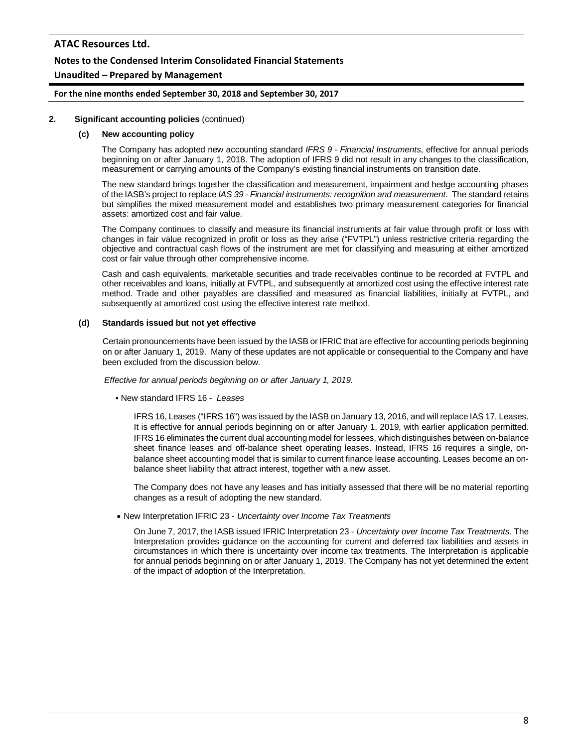## 2. Significant accounting policies (continued)

### (c) New accounting policy

The Company has adopted new accounting standard *IFRS 9 - Financial Instruments*, effective for annual periods beginning on or after January 1, 2018. The adoption of IFRS 9 did not result in any changes to the classification, measurement or carrying amounts of the Company's existing financial instruments on transition date.

The new standard brings together the classification and measurement, impairment and hedge accounting phases of the IASB's project to replace *IAS 39 - Financial instruments: recognition and measurement*. The standard retains but simplifies the mixed measurement model and establishes two primary measurement categories for financial assets: amortized cost and fair value.

The Company continues to classify and measure its financial instruments at fair value through profit or loss with changes in fair value recognized in profit or loss as they arise ("FVTPL") unless restrictive criteria regarding the objective and contractual cash flows of the instrument are met for classifying and measuring at either amortized cost or fair value through other comprehensive income.

Cash and cash equivalents, marketable securities and trade receivables continue to be recorded at FVTPL and other receivables and loans, initially at FVTPL, and subsequently at amortized cost using the effective interest rate method. Trade and other payables are classified and measured as financial liabilities, initially at FVTPL, and subsequently at amortized cost using the effective interest rate method.

### (d) Standards issued but not yet effective

Certain pronouncements have been issued by the IASB or IFRIC that are effective for accounting periods beginning on or after January 1, 2019. Many of these updates are not applicable or consequential to the Company and have been excluded from the discussion below.

*Effective for annual periods beginning on or after January 1, 2019.*

- New standard IFRS 16 - *Leases*

  IFRS 16, Leases ("IFRS 16") was issued by the IASB on January 13, 2016, and will replace IAS 17, Leases. It is effective for annual periods beginning on or after January 1, 2019, with earlier application permitted. IFRS 16 eliminates the current dual accounting model for lessees, which distinguishes between on-balance sheet finance leases and off-balance sheet operating leases. Instead, IFRS 16 requires a single, on-balance sheet accounting model that is similar to current finance lease accounting. Leases become an on-balance sheet liability that attract interest, together with a new asset.

  The Company does not have any leases and has initially assessed that there will be no material reporting changes as a result of adopting the new standard.

- New Interpretation IFRIC 23 - *Uncertainty over Income Tax Treatments*

  On June 7, 2017, the IASB issued IFRIC Interpretation 23 - *Uncertainty over Income Tax Treatments*. The Interpretation provides guidance on the accounting for current and deferred tax liabilities and assets in circumstances in which there is uncertainty over income tax treatments. The Interpretation is applicable for annual periods beginning on or after January 1, 2019. The Company has not yet determined the extent of the impact of adoption of the Interpretation.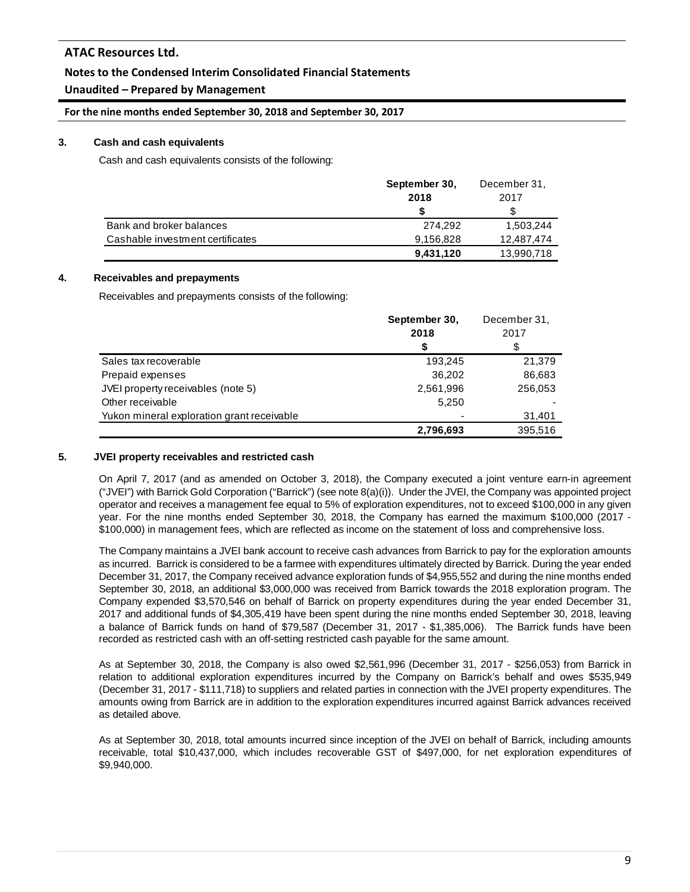### 3. Cash and cash equivalents

Cash and cash equivalents consists of the following:

| | **September 30, 2018** | December 31, 2017 |
|---|---|---|
| | **$** | $ |
| Bank and broker balances | 274,292 | 1,503,244 |
| Cashable investment certificates | 9,156,828 | 12,487,474 |
| | **9,431,120** | 13,990,718 |

### 4. Receivables and prepayments

Receivables and prepayments consists of the following:

| | **September 30, 2018** | December 31, 2017 |
|---|---|---|
| | **$** | $ |
| Sales tax recoverable | 193,245 | 21,379 |
| Prepaid expenses | 36,202 | 86,683 |
| JVEI property receivables (note 5) | 2,561,996 | 256,053 |
| Other receivable | 5,250 | - |
| Yukon mineral exploration grant receivable | - | 31,401 |
| | **2,796,693** | 395,516 |

### 5. JVEI property receivables and restricted cash

On April 7, 2017 (and as amended on October 3, 2018), the Company executed a joint venture earn-in agreement ("JVEI") with Barrick Gold Corporation ("Barrick") (see note 8(a)(i)). Under the JVEI, the Company was appointed project operator and receives a management fee equal to 5% of exploration expenditures, not to exceed $100,000 in any given year. For the nine months ended September 30, 2018, the Company has earned the maximum $100,000 (2017 - $100,000) in management fees, which are reflected as income on the statement of loss and comprehensive loss.

The Company maintains a JVEI bank account to receive cash advances from Barrick to pay for the exploration amounts as incurred. Barrick is considered to be a farmee with expenditures ultimately directed by Barrick. During the year ended December 31, 2017, the Company received advance exploration funds of $4,955,552 and during the nine months ended September 30, 2018, an additional $3,000,000 was received from Barrick towards the 2018 exploration program. The Company expended $3,570,546 on behalf of Barrick on property expenditures during the year ended December 31, 2017 and additional funds of $4,305,419 have been spent during the nine months ended September 30, 2018, leaving a balance of Barrick funds on hand of $79,587 (December 31, 2017 - $1,385,006). The Barrick funds have been recorded as restricted cash with an off-setting restricted cash payable for the same amount.

As at September 30, 2018, the Company is also owed $2,561,996 (December 31, 2017 - $256,053) from Barrick in relation to additional exploration expenditures incurred by the Company on Barrick's behalf and owes $535,949 (December 31, 2017 - $111,718) to suppliers and related parties in connection with the JVEI property expenditures. The amounts owing from Barrick are in addition to the exploration expenditures incurred against Barrick advances received as detailed above.

As at September 30, 2018, total amounts incurred since inception of the JVEI on behalf of Barrick, including amounts receivable, total $10,437,000, which includes recoverable GST of $497,000, for net exploration expenditures of $9,940,000.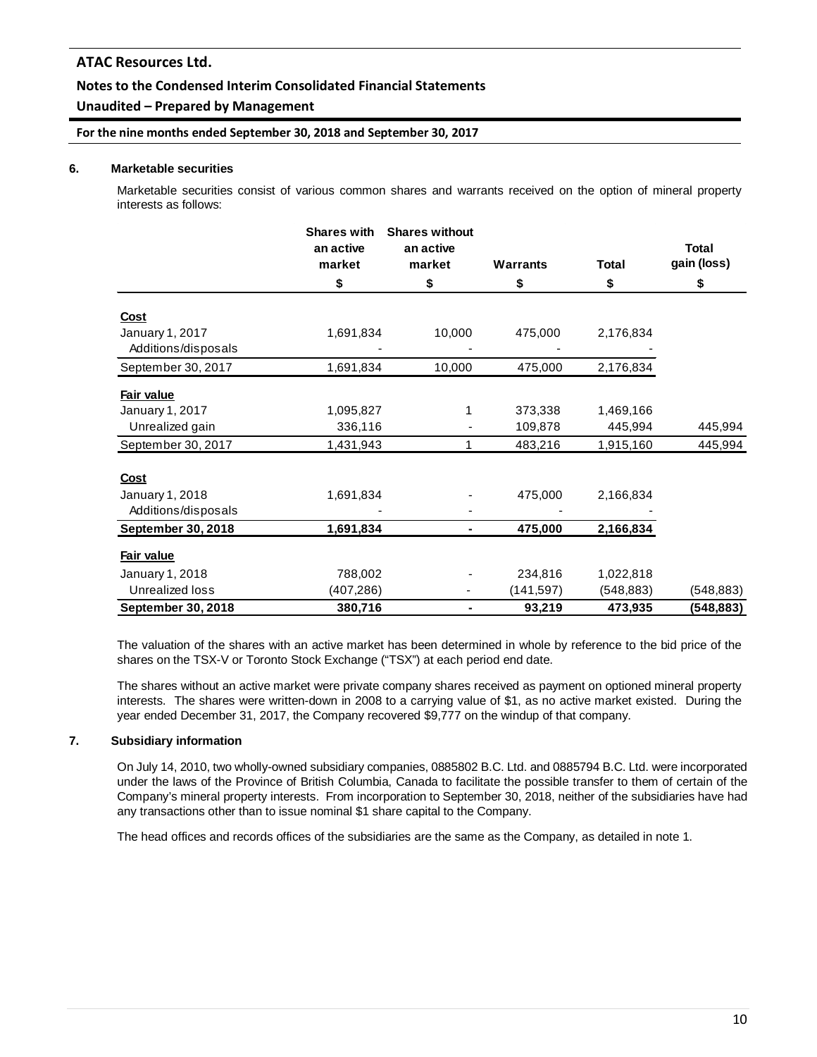## 6. Marketable securities

Marketable securities consist of various common shares and warrants received on the option of mineral property interests as follows:

| | Shares with an active market | Shares without an active market | Warrants | Total | Total gain (loss) |
|---|---|---|---|---|---|
| | $ | $ | $ | $ | $ |
| **Cost** | | | | | |
| January 1, 2017 | 1,691,834 | 10,000 | 475,000 | 2,176,834 | |
| Additions/disposals | - | - | - | - | |
| September 30, 2017 | 1,691,834 | 10,000 | 475,000 | 2,176,834 | |
| **Fair value** | | | | | |
| January 1, 2017 | 1,095,827 | 1 | 373,338 | 1,469,166 | |
| Unrealized gain | 336,116 | - | 109,878 | 445,994 | 445,994 |
| September 30, 2017 | 1,431,943 | 1 | 483,216 | 1,915,160 | 445,994 |
| **Cost** | | | | | |
| January 1, 2018 | 1,691,834 | - | 475,000 | 2,166,834 | |
| Additions/disposals | - | - | - | - | |
| **September 30, 2018** | **1,691,834** | **-** | **475,000** | **2,166,834** | |
| **Fair value** | | | | | |
| January 1, 2018 | 788,002 | - | 234,816 | 1,022,818 | |
| Unrealized loss | (407,286) | - | (141,597) | (548,883) | (548,883) |
| **September 30, 2018** | **380,716** | **-** | **93,219** | **473,935** | **(548,883)** |

The valuation of the shares with an active market has been determined in whole by reference to the bid price of the shares on the TSX-V or Toronto Stock Exchange ("TSX") at each period end date.

The shares without an active market were private company shares received as payment on optioned mineral property interests. The shares were written-down in 2008 to a carrying value of $1, as no active market existed. During the year ended December 31, 2017, the Company recovered $9,777 on the windup of that company.

## 7. Subsidiary information

On July 14, 2010, two wholly-owned subsidiary companies, 0885802 B.C. Ltd. and 0885794 B.C. Ltd. were incorporated under the laws of the Province of British Columbia, Canada to facilitate the possible transfer to them of certain of the Company's mineral property interests. From incorporation to September 30, 2018, neither of the subsidiaries have had any transactions other than to issue nominal $1 share capital to the Company.

The head offices and records offices of the subsidiaries are the same as the Company, as detailed in note 1.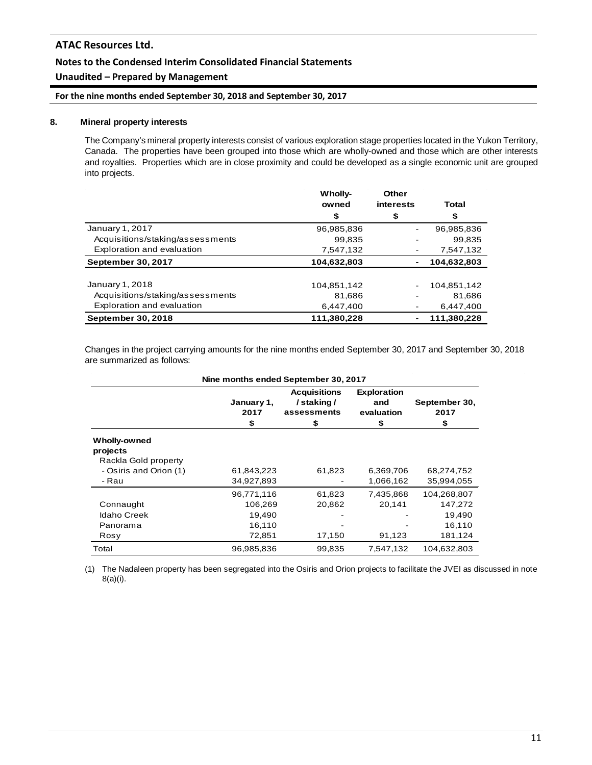## 8. Mineral property interests

The Company's mineral property interests consist of various exploration stage properties located in the Yukon Territory, Canada. The properties have been grouped into those which are wholly-owned and those which are other interests and royalties. Properties which are in close proximity and could be developed as a single economic unit are grouped into projects.

| | Wholly-owned | Other interests | Total |
|---|---|---|---|
| | $ | $ | $ |
| January 1, 2017 | 96,985,836 | - | 96,985,836 |
| Acquisitions/staking/assessments | 99,835 | - | 99,835 |
| Exploration and evaluation | 7,547,132 | - | 7,547,132 |
| **September 30, 2017** | **104,632,803** | **-** | **104,632,803** |
| | | | |
| January 1, 2018 | 104,851,142 | - | 104,851,142 |
| Acquisitions/staking/assessments | 81,686 | - | 81,686 |
| Exploration and evaluation | 6,447,400 | - | 6,447,400 |
| **September 30, 2018** | **111,380,228** | **-** | **111,380,228** |

Changes in the project carrying amounts for the nine months ended September 30, 2017 and September 30, 2018 are summarized as follows:

| Nine months ended September 30, 2017 | | | | |
|---|---|---|---|---|
| | January 1, 2017 | Acquisitions / staking / assessments | Exploration and evaluation | September 30, 2017 |
| | $ | $ | $ | $ |
| **Wholly-owned projects** | | | | |
| Rackla Gold property | | | | |
| - Osiris and Orion (1) | 61,843,223 | 61,823 | 6,369,706 | 68,274,752 |
| - Rau | 34,927,893 | - | 1,066,162 | 35,994,055 |
| | 96,771,116 | 61,823 | 7,435,868 | 104,268,807 |
| Connaught | 106,269 | 20,862 | 20,141 | 147,272 |
| Idaho Creek | 19,490 | - | - | 19,490 |
| Panorama | 16,110 | - | - | 16,110 |
| Rosy | 72,851 | 17,150 | 91,123 | 181,124 |
| Total | 96,985,836 | 99,835 | 7,547,132 | 104,632,803 |

(1) The Nadaleen property has been segregated into the Osiris and Orion projects to facilitate the JVEI as discussed in note 8(a)(i).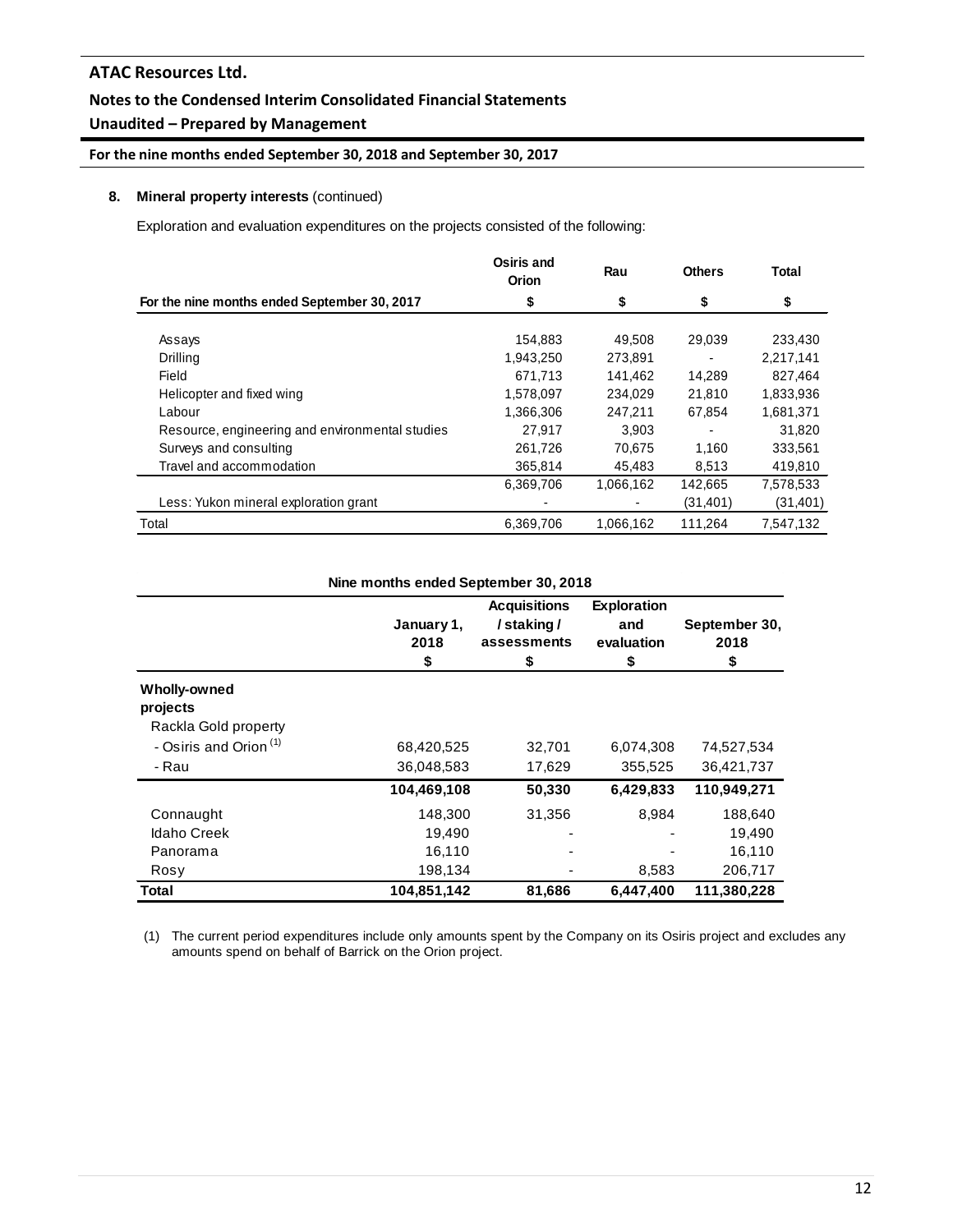## 8. Mineral property interests (continued)

Exploration and evaluation expenditures on the projects consisted of the following:

| For the nine months ended September 30, 2017 | Osiris and Orion $ | Rau $ | Others $ | Total $ |
|---|---|---|---|---|
| Assays | 154,883 | 49,508 | 29,039 | 233,430 |
| Drilling | 1,943,250 | 273,891 | - | 2,217,141 |
| Field | 671,713 | 141,462 | 14,289 | 827,464 |
| Helicopter and fixed wing | 1,578,097 | 234,029 | 21,810 | 1,833,936 |
| Labour | 1,366,306 | 247,211 | 67,854 | 1,681,371 |
| Resource, engineering and environmental studies | 27,917 | 3,903 | - | 31,820 |
| Surveys and consulting | 261,726 | 70,675 | 1,160 | 333,561 |
| Travel and accommodation | 365,814 | 45,483 | 8,513 | 419,810 |
| | 6,369,706 | 1,066,162 | 142,665 | 7,578,533 |
| Less: Yukon mineral exploration grant | - | - | (31,401) | (31,401) |
| Total | 6,369,706 | 1,066,162 | 111,264 | 7,547,132 |

**Nine months ended September 30, 2018**

| | January 1, 2018 $ | Acquisitions / staking / assessments $ | Exploration and evaluation $ | September 30, 2018 $ |
|---|---|---|---|---|
| **Wholly-owned projects** | | | | |
| Rackla Gold property | | | | |
| - Osiris and Orion (1) | 68,420,525 | 32,701 | 6,074,308 | 74,527,534 |
| - Rau | 36,048,583 | 17,629 | 355,525 | 36,421,737 |
| | **104,469,108** | **50,330** | **6,429,833** | **110,949,271** |
| Connaught | 148,300 | 31,356 | 8,984 | 188,640 |
| Idaho Creek | 19,490 | - | - | 19,490 |
| Panorama | 16,110 | - | - | 16,110 |
| Rosy | 198,134 | - | 8,583 | 206,717 |
| **Total** | **104,851,142** | **81,686** | **6,447,400** | **111,380,228** |

(1) The current period expenditures include only amounts spent by the Company on its Osiris project and excludes any amounts spend on behalf of Barrick on the Orion project.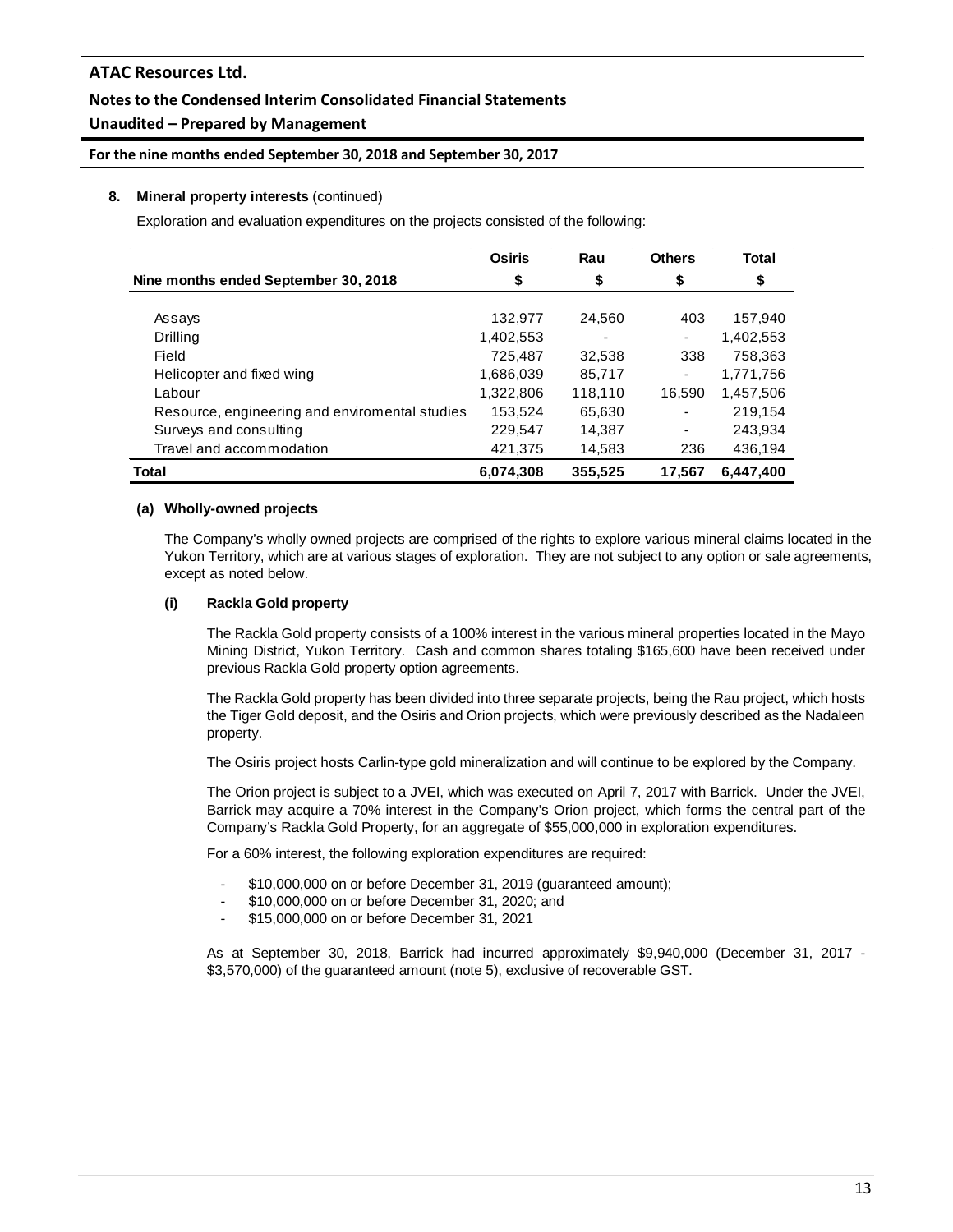**8. Mineral property interests** (continued)

Exploration and evaluation expenditures on the projects consisted of the following:

| Nine months ended September 30, 2018 | Osiris<br>$ | Rau<br>$ | Others<br>$ | Total<br>$ |
|---|---|---|---|---|
| Assays | 132,977 | 24,560 | 403 | 157,940 |
| Drilling | 1,402,553 | - | - | 1,402,553 |
| Field | 725,487 | 32,538 | 338 | 758,363 |
| Helicopter and fixed wing | 1,686,039 | 85,717 | - | 1,771,756 |
| Labour | 1,322,806 | 118,110 | 16,590 | 1,457,506 |
| Resource, engineering and enviromental studies | 153,524 | 65,630 | - | 219,154 |
| Surveys and consulting | 229,547 | 14,387 | - | 243,934 |
| Travel and accommodation | 421,375 | 14,583 | 236 | 436,194 |
| **Total** | **6,074,308** | **355,525** | **17,567** | **6,447,400** |

**(a) Wholly-owned projects**

The Company's wholly owned projects are comprised of the rights to explore various mineral claims located in the Yukon Territory, which are at various stages of exploration. They are not subject to any option or sale agreements, except as noted below.

**(i) Rackla Gold property**

The Rackla Gold property consists of a 100% interest in the various mineral properties located in the Mayo Mining District, Yukon Territory. Cash and common shares totaling $165,600 have been received under previous Rackla Gold property option agreements.

The Rackla Gold property has been divided into three separate projects, being the Rau project, which hosts the Tiger Gold deposit, and the Osiris and Orion projects, which were previously described as the Nadaleen property.

The Osiris project hosts Carlin-type gold mineralization and will continue to be explored by the Company.

The Orion project is subject to a JVEI, which was executed on April 7, 2017 with Barrick. Under the JVEI, Barrick may acquire a 70% interest in the Company's Orion project, which forms the central part of the Company's Rackla Gold Property, for an aggregate of $55,000,000 in exploration expenditures.

For a 60% interest, the following exploration expenditures are required:

- $10,000,000 on or before December 31, 2019 (guaranteed amount);
- $10,000,000 on or before December 31, 2020; and
- $15,000,000 on or before December 31, 2021

As at September 30, 2018, Barrick had incurred approximately $9,940,000 (December 31, 2017 - $3,570,000) of the guaranteed amount (note 5), exclusive of recoverable GST.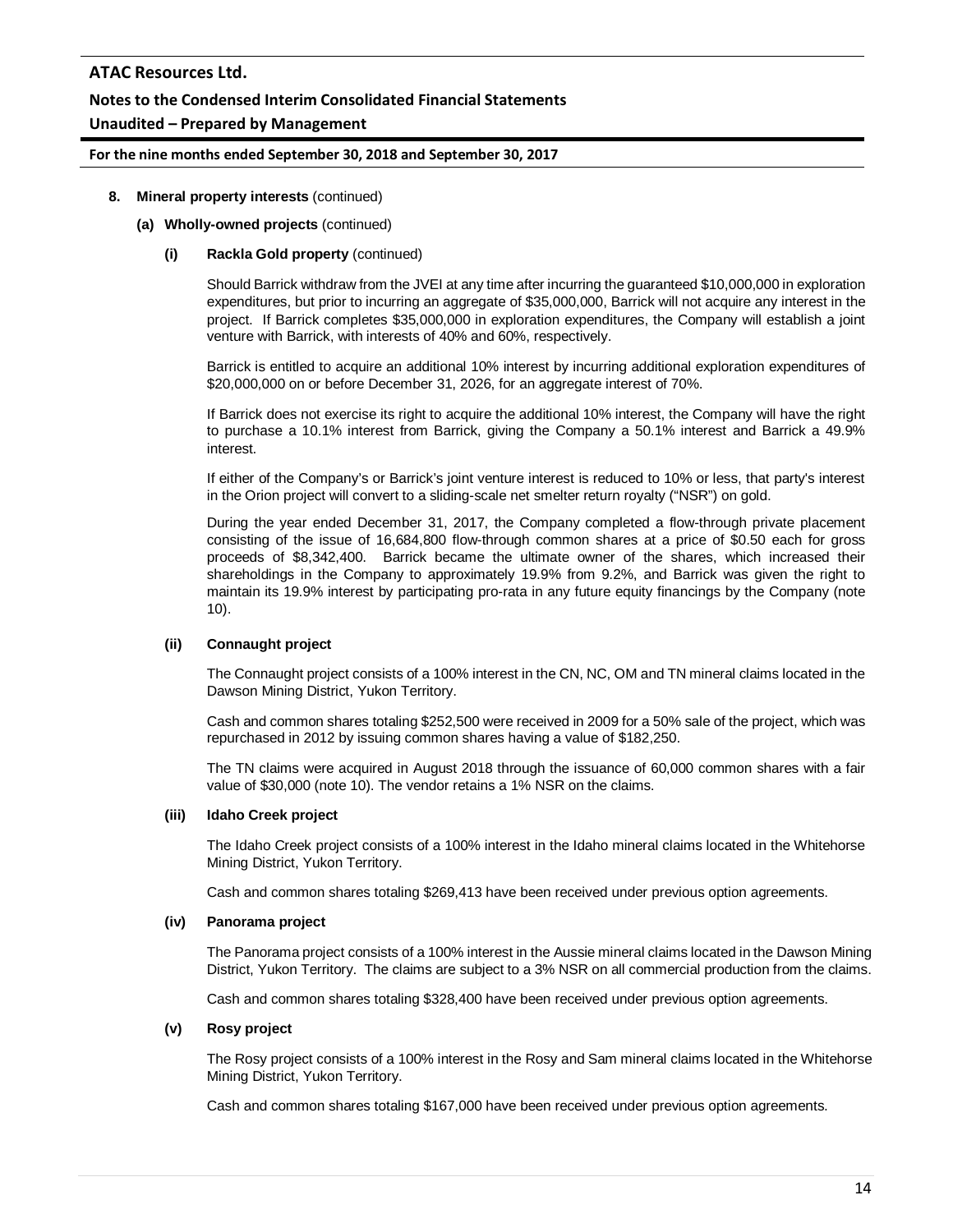**8. Mineral property interests** (continued)

**(a) Wholly-owned projects** (continued)

**(i) Rackla Gold property** (continued)

Should Barrick withdraw from the JVEI at any time after incurring the guaranteed $10,000,000 in exploration expenditures, but prior to incurring an aggregate of $35,000,000, Barrick will not acquire any interest in the project. If Barrick completes $35,000,000 in exploration expenditures, the Company will establish a joint venture with Barrick, with interests of 40% and 60%, respectively.

Barrick is entitled to acquire an additional 10% interest by incurring additional exploration expenditures of $20,000,000 on or before December 31, 2026, for an aggregate interest of 70%.

If Barrick does not exercise its right to acquire the additional 10% interest, the Company will have the right to purchase a 10.1% interest from Barrick, giving the Company a 50.1% interest and Barrick a 49.9% interest.

If either of the Company's or Barrick's joint venture interest is reduced to 10% or less, that party's interest in the Orion project will convert to a sliding-scale net smelter return royalty ("NSR") on gold.

During the year ended December 31, 2017, the Company completed a flow-through private placement consisting of the issue of 16,684,800 flow-through common shares at a price of $0.50 each for gross proceeds of $8,342,400. Barrick became the ultimate owner of the shares, which increased their shareholdings in the Company to approximately 19.9% from 9.2%, and Barrick was given the right to maintain its 19.9% interest by participating pro-rata in any future equity financings by the Company (note 10).

**(ii) Connaught project**

The Connaught project consists of a 100% interest in the CN, NC, OM and TN mineral claims located in the Dawson Mining District, Yukon Territory.

Cash and common shares totaling $252,500 were received in 2009 for a 50% sale of the project, which was repurchased in 2012 by issuing common shares having a value of $182,250.

The TN claims were acquired in August 2018 through the issuance of 60,000 common shares with a fair value of $30,000 (note 10). The vendor retains a 1% NSR on the claims.

**(iii) Idaho Creek project**

The Idaho Creek project consists of a 100% interest in the Idaho mineral claims located in the Whitehorse Mining District, Yukon Territory.

Cash and common shares totaling $269,413 have been received under previous option agreements.

**(iv) Panorama project**

The Panorama project consists of a 100% interest in the Aussie mineral claims located in the Dawson Mining District, Yukon Territory. The claims are subject to a 3% NSR on all commercial production from the claims.

Cash and common shares totaling $328,400 have been received under previous option agreements.

**(v) Rosy project**

The Rosy project consists of a 100% interest in the Rosy and Sam mineral claims located in the Whitehorse Mining District, Yukon Territory.

Cash and common shares totaling $167,000 have been received under previous option agreements.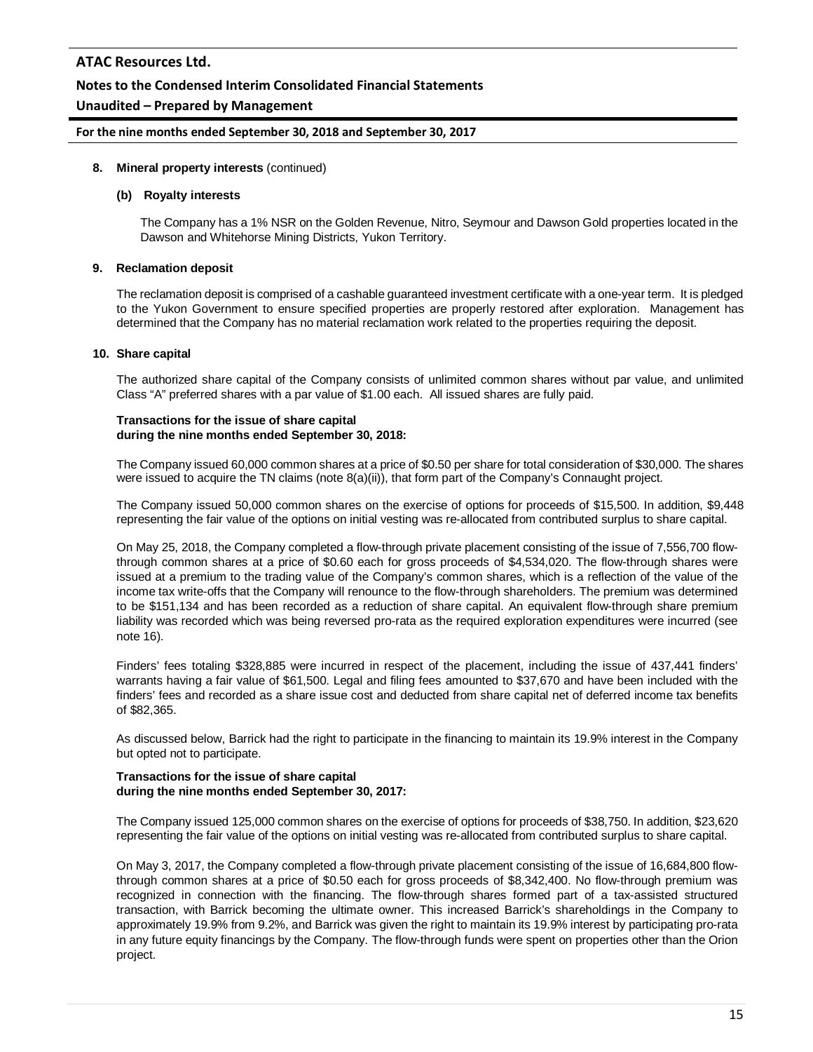**8. Mineral property interests** (continued)

**(b) Royalty interests**

The Company has a 1% NSR on the Golden Revenue, Nitro, Seymour and Dawson Gold properties located in the Dawson and Whitehorse Mining Districts, Yukon Territory.

**9. Reclamation deposit**

The reclamation deposit is comprised of a cashable guaranteed investment certificate with a one-year term. It is pledged to the Yukon Government to ensure specified properties are properly restored after exploration. Management has determined that the Company has no material reclamation work related to the properties requiring the deposit.

**10. Share capital**

The authorized share capital of the Company consists of unlimited common shares without par value, and unlimited Class "A" preferred shares with a par value of $1.00 each. All issued shares are fully paid.

**Transactions for the issue of share capital during the nine months ended September 30, 2018:**

The Company issued 60,000 common shares at a price of $0.50 per share for total consideration of $30,000. The shares were issued to acquire the TN claims (note 8(a)(ii)), that form part of the Company's Connaught project.

The Company issued 50,000 common shares on the exercise of options for proceeds of $15,500. In addition, $9,448 representing the fair value of the options on initial vesting was re-allocated from contributed surplus to share capital.

On May 25, 2018, the Company completed a flow-through private placement consisting of the issue of 7,556,700 flow-through common shares at a price of $0.60 each for gross proceeds of $4,534,020. The flow-through shares were issued at a premium to the trading value of the Company's common shares, which is a reflection of the value of the income tax write-offs that the Company will renounce to the flow-through shareholders. The premium was determined to be $151,134 and has been recorded as a reduction of share capital. An equivalent flow-through share premium liability was recorded which was being reversed pro-rata as the required exploration expenditures were incurred (see note 16).

Finders' fees totaling $328,885 were incurred in respect of the placement, including the issue of 437,441 finders' warrants having a fair value of $61,500. Legal and filing fees amounted to $37,670 and have been included with the finders' fees and recorded as a share issue cost and deducted from share capital net of deferred income tax benefits of $82,365.

As discussed below, Barrick had the right to participate in the financing to maintain its 19.9% interest in the Company but opted not to participate.

**Transactions for the issue of share capital during the nine months ended September 30, 2017:**

The Company issued 125,000 common shares on the exercise of options for proceeds of $38,750. In addition, $23,620 representing the fair value of the options on initial vesting was re-allocated from contributed surplus to share capital.

On May 3, 2017, the Company completed a flow-through private placement consisting of the issue of 16,684,800 flow-through common shares at a price of $0.50 each for gross proceeds of $8,342,400. No flow-through premium was recognized in connection with the financing. The flow-through shares formed part of a tax-assisted structured transaction, with Barrick becoming the ultimate owner. This increased Barrick's shareholdings in the Company to approximately 19.9% from 9.2%, and Barrick was given the right to maintain its 19.9% interest by participating pro-rata in any future equity financings by the Company. The flow-through funds were spent on properties other than the Orion project.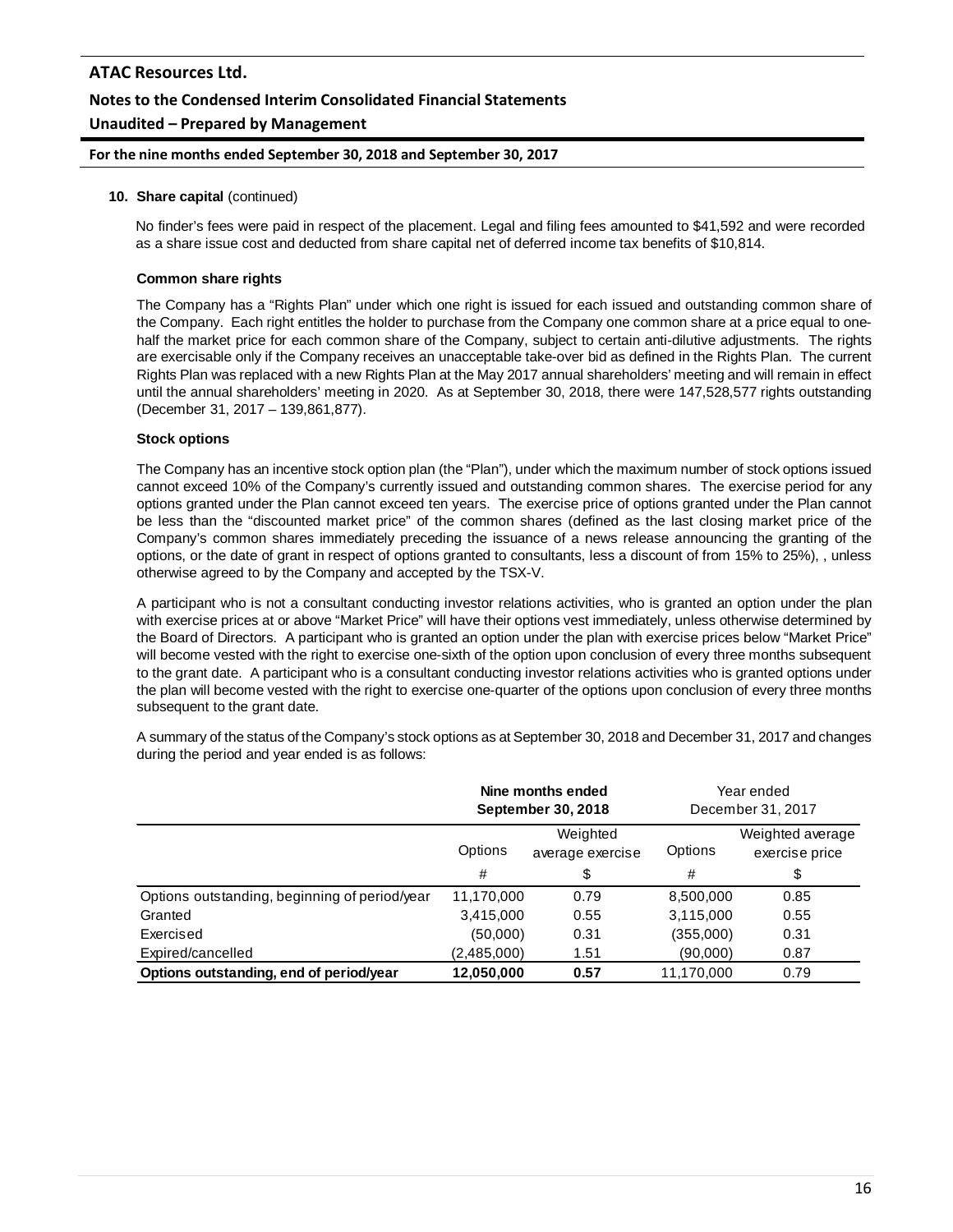**10. Share capital** (continued)

No finder's fees were paid in respect of the placement. Legal and filing fees amounted to $41,592 and were recorded as a share issue cost and deducted from share capital net of deferred income tax benefits of $10,814.

**Common share rights**

The Company has a "Rights Plan" under which one right is issued for each issued and outstanding common share of the Company. Each right entitles the holder to purchase from the Company one common share at a price equal to one-half the market price for each common share of the Company, subject to certain anti-dilutive adjustments. The rights are exercisable only if the Company receives an unacceptable take-over bid as defined in the Rights Plan. The current Rights Plan was replaced with a new Rights Plan at the May 2017 annual shareholders' meeting and will remain in effect until the annual shareholders' meeting in 2020. As at September 30, 2018, there were 147,528,577 rights outstanding (December 31, 2017 – 139,861,877).

**Stock options**

The Company has an incentive stock option plan (the "Plan"), under which the maximum number of stock options issued cannot exceed 10% of the Company's currently issued and outstanding common shares. The exercise period for any options granted under the Plan cannot exceed ten years. The exercise price of options granted under the Plan cannot be less than the "discounted market price" of the common shares (defined as the last closing market price of the Company's common shares immediately preceding the issuance of a news release announcing the granting of the options, or the date of grant in respect of options granted to consultants, less a discount of from 15% to 25%), , unless otherwise agreed to by the Company and accepted by the TSX-V.

A participant who is not a consultant conducting investor relations activities, who is granted an option under the plan with exercise prices at or above "Market Price" will have their options vest immediately, unless otherwise determined by the Board of Directors. A participant who is granted an option under the plan with exercise prices below "Market Price" will become vested with the right to exercise one-sixth of the option upon conclusion of every three months subsequent to the grant date. A participant who is a consultant conducting investor relations activities who is granted options under the plan will become vested with the right to exercise one-quarter of the options upon conclusion of every three months subsequent to the grant date.

A summary of the status of the Company's stock options as at September 30, 2018 and December 31, 2017 and changes during the period and year ended is as follows:

| | **Nine months ended September 30, 2018** | | Year ended December 31, 2017 | |
|---|---|---|---|---|
| | Options | Weighted average exercise | Options | Weighted average exercise price |
| | # | $ | # | $ |
| Options outstanding, beginning of period/year | 11,170,000 | 0.79 | 8,500,000 | 0.85 |
| Granted | 3,415,000 | 0.55 | 3,115,000 | 0.55 |
| Exercised | (50,000) | 0.31 | (355,000) | 0.31 |
| Expired/cancelled | (2,485,000) | 1.51 | (90,000) | 0.87 |
| **Options outstanding, end of period/year** | **12,050,000** | **0.57** | 11,170,000 | 0.79 |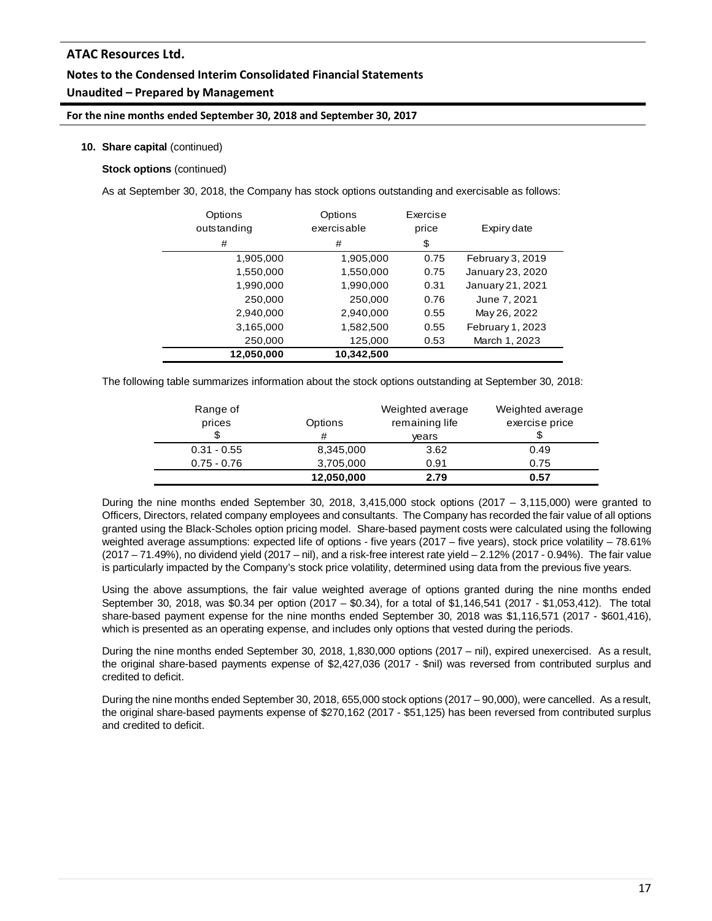**10. Share capital** (continued)

**Stock options** (continued)

As at September 30, 2018, the Company has stock options outstanding and exercisable as follows:

| Options outstanding | Options exercisable | Exercise price | Expiry date |
|---|---|---|---|
| # | # | $ | |
| 1,905,000 | 1,905,000 | 0.75 | February 3, 2019 |
| 1,550,000 | 1,550,000 | 0.75 | January 23, 2020 |
| 1,990,000 | 1,990,000 | 0.31 | January 21, 2021 |
| 250,000 | 250,000 | 0.76 | June 7, 2021 |
| 2,940,000 | 2,940,000 | 0.55 | May 26, 2022 |
| 3,165,000 | 1,582,500 | 0.55 | February 1, 2023 |
| 250,000 | 125,000 | 0.53 | March 1, 2023 |
| **12,050,000** | **10,342,500** | | |

The following table summarizes information about the stock options outstanding at September 30, 2018:

| Range of prices | Options | Weighted average remaining life | Weighted average exercise price |
|---|---|---|---|
| $ | # | years | $ |
| 0.31 - 0.55 | 8,345,000 | 3.62 | 0.49 |
| 0.75 - 0.76 | 3,705,000 | 0.91 | 0.75 |
| | **12,050,000** | **2.79** | **0.57** |

During the nine months ended September 30, 2018, 3,415,000 stock options (2017 – 3,115,000) were granted to Officers, Directors, related company employees and consultants. The Company has recorded the fair value of all options granted using the Black-Scholes option pricing model. Share-based payment costs were calculated using the following weighted average assumptions: expected life of options - five years (2017 – five years), stock price volatility – 78.61% (2017 – 71.49%), no dividend yield (2017 – nil), and a risk-free interest rate yield – 2.12% (2017 - 0.94%). The fair value is particularly impacted by the Company's stock price volatility, determined using data from the previous five years.

Using the above assumptions, the fair value weighted average of options granted during the nine months ended September 30, 2018, was $0.34 per option (2017 – $0.34), for a total of $1,146,541 (2017 - $1,053,412). The total share-based payment expense for the nine months ended September 30, 2018 was $1,116,571 (2017 - $601,416), which is presented as an operating expense, and includes only options that vested during the periods.

During the nine months ended September 30, 2018, 1,830,000 options (2017 – nil), expired unexercised. As a result, the original share-based payments expense of $2,427,036 (2017 - $nil) was reversed from contributed surplus and credited to deficit.

During the nine months ended September 30, 2018, 655,000 stock options (2017 – 90,000), were cancelled. As a result, the original share-based payments expense of $270,162 (2017 - $51,125) has been reversed from contributed surplus and credited to deficit.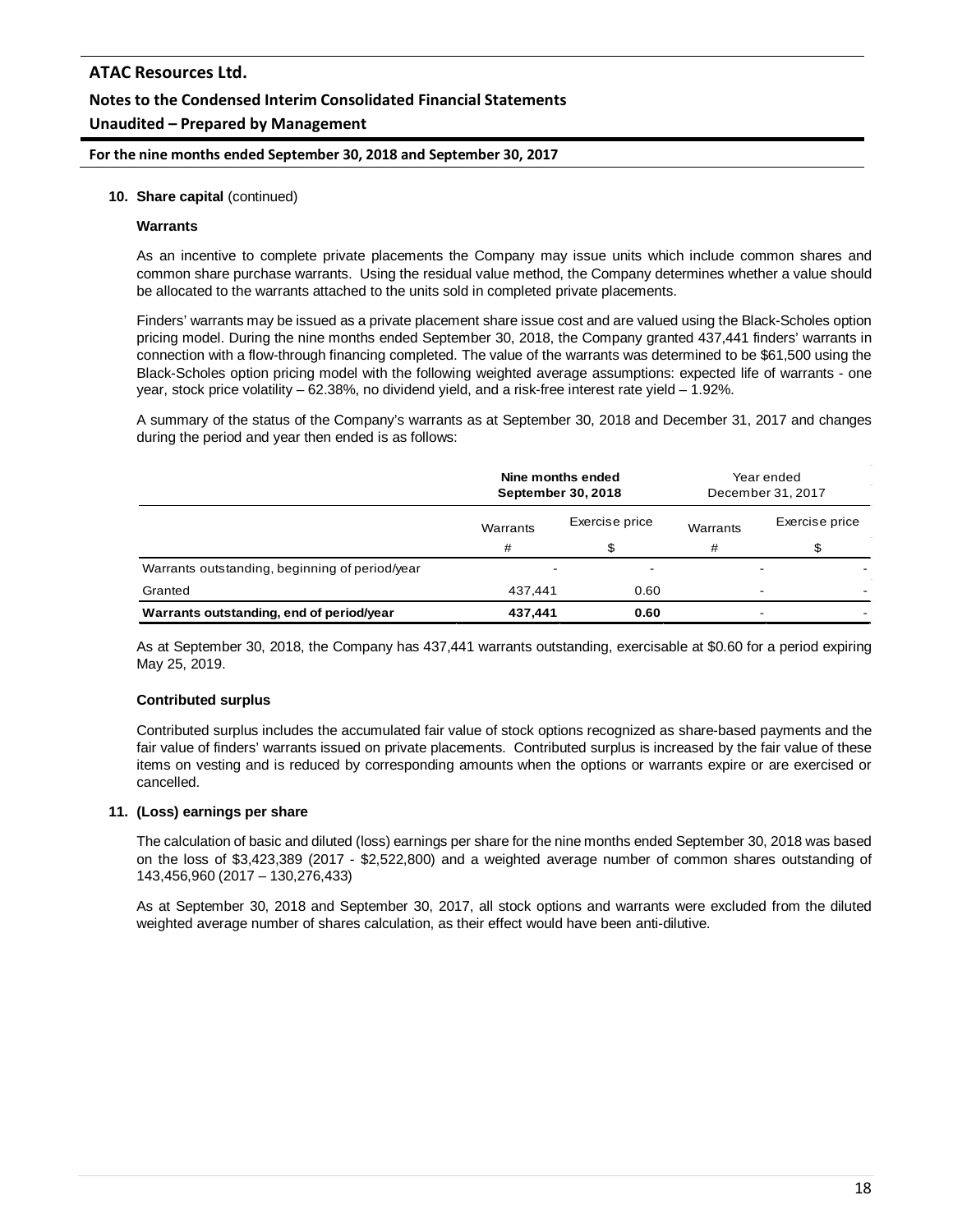**10. Share capital** (continued)

**Warrants**

As an incentive to complete private placements the Company may issue units which include common shares and common share purchase warrants. Using the residual value method, the Company determines whether a value should be allocated to the warrants attached to the units sold in completed private placements.

Finders' warrants may be issued as a private placement share issue cost and are valued using the Black-Scholes option pricing model. During the nine months ended September 30, 2018, the Company granted 437,441 finders' warrants in connection with a flow-through financing completed. The value of the warrants was determined to be $61,500 using the Black-Scholes option pricing model with the following weighted average assumptions: expected life of warrants - one year, stock price volatility – 62.38%, no dividend yield, and a risk-free interest rate yield – 1.92%.

A summary of the status of the Company's warrants as at September 30, 2018 and December 31, 2017 and changes during the period and year then ended is as follows:

| | **Nine months ended September 30, 2018** | | Year ended December 31, 2017 | |
|---|---|---|---|---|
| | Warrants | Exercise price | Warrants | Exercise price |
| | # | $ | # | $ |
| Warrants outstanding, beginning of period/year | - | - | - | - |
| Granted | 437,441 | 0.60 | - | - |
| **Warrants outstanding, end of period/year** | **437,441** | **0.60** | - | - |

As at September 30, 2018, the Company has 437,441 warrants outstanding, exercisable at $0.60 for a period expiring May 25, 2019.

**Contributed surplus**

Contributed surplus includes the accumulated fair value of stock options recognized as share-based payments and the fair value of finders' warrants issued on private placements. Contributed surplus is increased by the fair value of these items on vesting and is reduced by corresponding amounts when the options or warrants expire or are exercised or cancelled.

**11. (Loss) earnings per share**

The calculation of basic and diluted (loss) earnings per share for the nine months ended September 30, 2018 was based on the loss of $3,423,389 (2017 - $2,522,800) and a weighted average number of common shares outstanding of 143,456,960 (2017 – 130,276,433)

As at September 30, 2018 and September 30, 2017, all stock options and warrants were excluded from the diluted weighted average number of shares calculation, as their effect would have been anti-dilutive.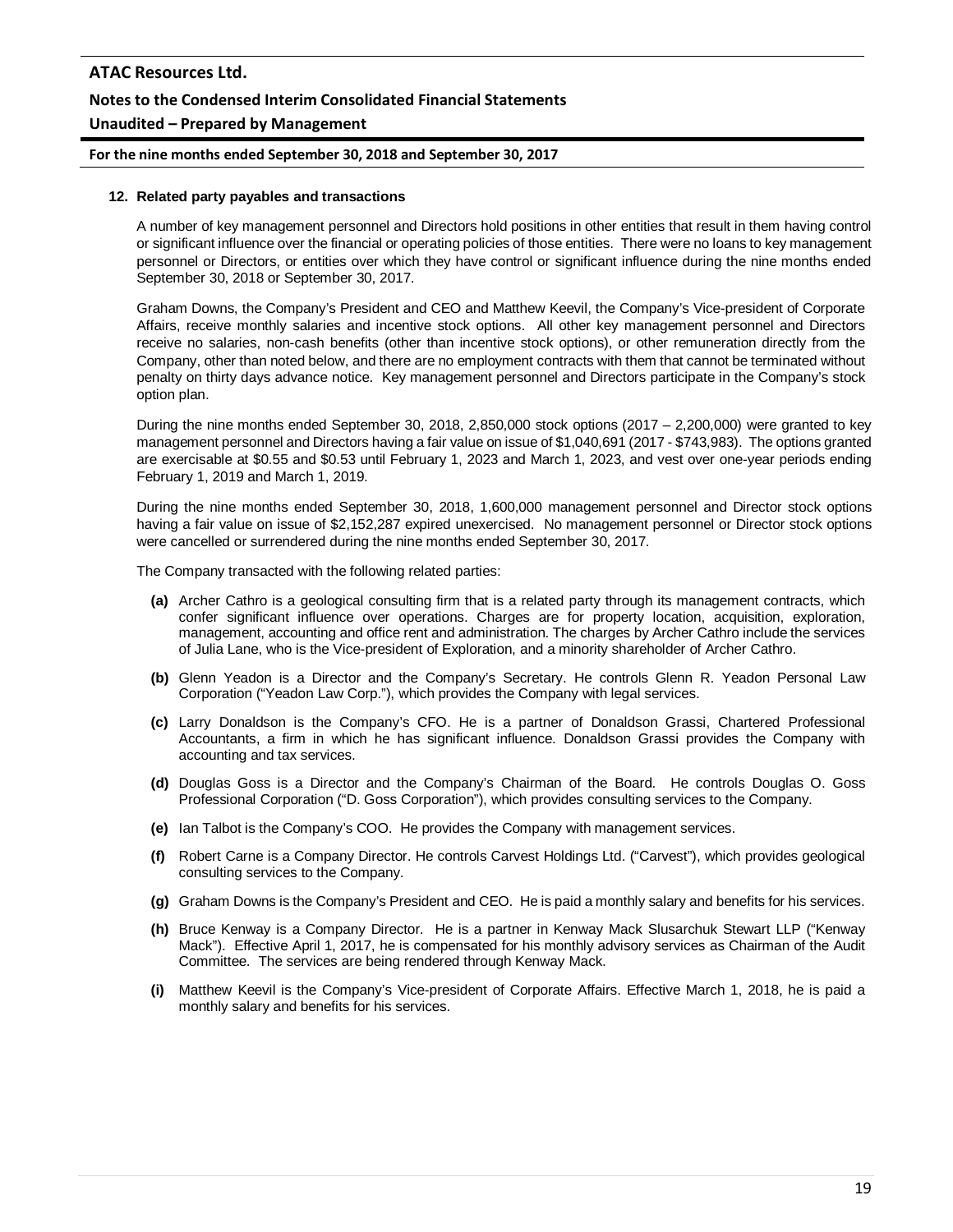## 12. Related party payables and transactions

A number of key management personnel and Directors hold positions in other entities that result in them having control or significant influence over the financial or operating policies of those entities. There were no loans to key management personnel or Directors, or entities over which they have control or significant influence during the nine months ended September 30, 2018 or September 30, 2017.

Graham Downs, the Company's President and CEO and Matthew Keevil, the Company's Vice-president of Corporate Affairs, receive monthly salaries and incentive stock options. All other key management personnel and Directors receive no salaries, non-cash benefits (other than incentive stock options), or other remuneration directly from the Company, other than noted below, and there are no employment contracts with them that cannot be terminated without penalty on thirty days advance notice. Key management personnel and Directors participate in the Company's stock option plan.

During the nine months ended September 30, 2018, 2,850,000 stock options (2017 – 2,200,000) were granted to key management personnel and Directors having a fair value on issue of $1,040,691 (2017 - $743,983). The options granted are exercisable at $0.55 and $0.53 until February 1, 2023 and March 1, 2023, and vest over one-year periods ending February 1, 2019 and March 1, 2019.

During the nine months ended September 30, 2018, 1,600,000 management personnel and Director stock options having a fair value on issue of $2,152,287 expired unexercised. No management personnel or Director stock options were cancelled or surrendered during the nine months ended September 30, 2017.

The Company transacted with the following related parties:

**(a)** Archer Cathro is a geological consulting firm that is a related party through its management contracts, which confer significant influence over operations. Charges are for property location, acquisition, exploration, management, accounting and office rent and administration. The charges by Archer Cathro include the services of Julia Lane, who is the Vice-president of Exploration, and a minority shareholder of Archer Cathro.

**(b)** Glenn Yeadon is a Director and the Company's Secretary. He controls Glenn R. Yeadon Personal Law Corporation ("Yeadon Law Corp."), which provides the Company with legal services.

**(c)** Larry Donaldson is the Company's CFO. He is a partner of Donaldson Grassi, Chartered Professional Accountants, a firm in which he has significant influence. Donaldson Grassi provides the Company with accounting and tax services.

**(d)** Douglas Goss is a Director and the Company's Chairman of the Board. He controls Douglas O. Goss Professional Corporation ("D. Goss Corporation"), which provides consulting services to the Company.

**(e)** Ian Talbot is the Company's COO. He provides the Company with management services.

**(f)** Robert Carne is a Company Director. He controls Carvest Holdings Ltd. ("Carvest"), which provides geological consulting services to the Company.

**(g)** Graham Downs is the Company's President and CEO. He is paid a monthly salary and benefits for his services.

**(h)** Bruce Kenway is a Company Director. He is a partner in Kenway Mack Slusarchuk Stewart LLP ("Kenway Mack"). Effective April 1, 2017, he is compensated for his monthly advisory services as Chairman of the Audit Committee. The services are being rendered through Kenway Mack.

**(i)** Matthew Keevil is the Company's Vice-president of Corporate Affairs. Effective March 1, 2018, he is paid a monthly salary and benefits for his services.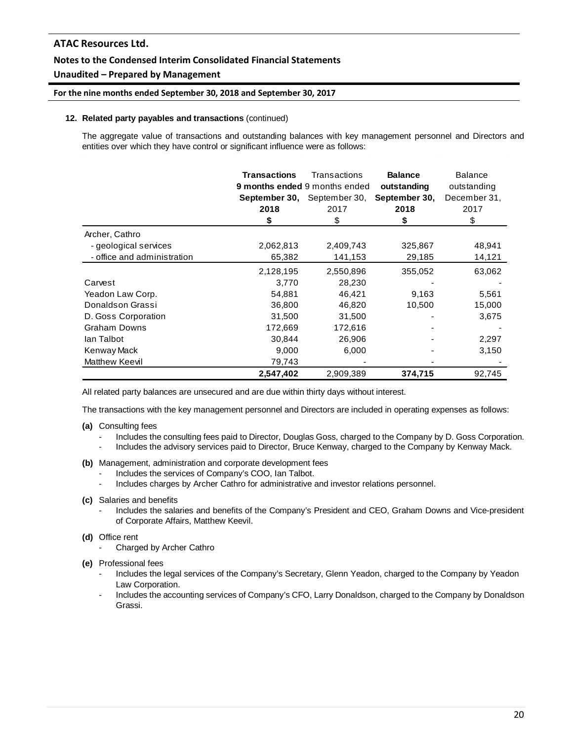**12. Related party payables and transactions** (continued)

The aggregate value of transactions and outstanding balances with key management personnel and Directors and entities over which they have control or significant influence were as follows:

| | **Transactions 9 months ended September 30, 2018** | Transactions 9 months ended September 30, 2017 | **Balance outstanding September 30, 2018** | Balance outstanding December 31, 2017 |
|---|---|---|---|---|
| | **$** | $ | **$** | $ |
| Archer, Cathro | | | | |
| - geological services | 2,062,813 | 2,409,743 | 325,867 | 48,941 |
| - office and administration | 65,382 | 141,153 | 29,185 | 14,121 |
| | 2,128,195 | 2,550,896 | 355,052 | 63,062 |
| Carvest | 3,770 | 28,230 | - | - |
| Yeadon Law Corp. | 54,881 | 46,421 | 9,163 | 5,561 |
| Donaldson Grassi | 36,800 | 46,820 | 10,500 | 15,000 |
| D. Goss Corporation | 31,500 | 31,500 | - | 3,675 |
| Graham Downs | 172,669 | 172,616 | - | - |
| Ian Talbot | 30,844 | 26,906 | - | 2,297 |
| Kenway Mack | 9,000 | 6,000 | - | 3,150 |
| Matthew Keevil | 79,743 | - | - | - |
| | **2,547,402** | 2,909,389 | **374,715** | 92,745 |

All related party balances are unsecured and are due within thirty days without interest.

The transactions with the key management personnel and Directors are included in operating expenses as follows:

**(a)** Consulting fees

- Includes the consulting fees paid to Director, Douglas Goss, charged to the Company by D. Goss Corporation.
- Includes the advisory services paid to Director, Bruce Kenway, charged to the Company by Kenway Mack.

**(b)** Management, administration and corporate development fees

- Includes the services of Company's COO, Ian Talbot.
- Includes charges by Archer Cathro for administrative and investor relations personnel.

**(c)** Salaries and benefits

- Includes the salaries and benefits of the Company's President and CEO, Graham Downs and Vice-president of Corporate Affairs, Matthew Keevil.

**(d)** Office rent

- Charged by Archer Cathro

**(e)** Professional fees

- Includes the legal services of the Company's Secretary, Glenn Yeadon, charged to the Company by Yeadon Law Corporation.
- Includes the accounting services of Company's CFO, Larry Donaldson, charged to the Company by Donaldson Grassi.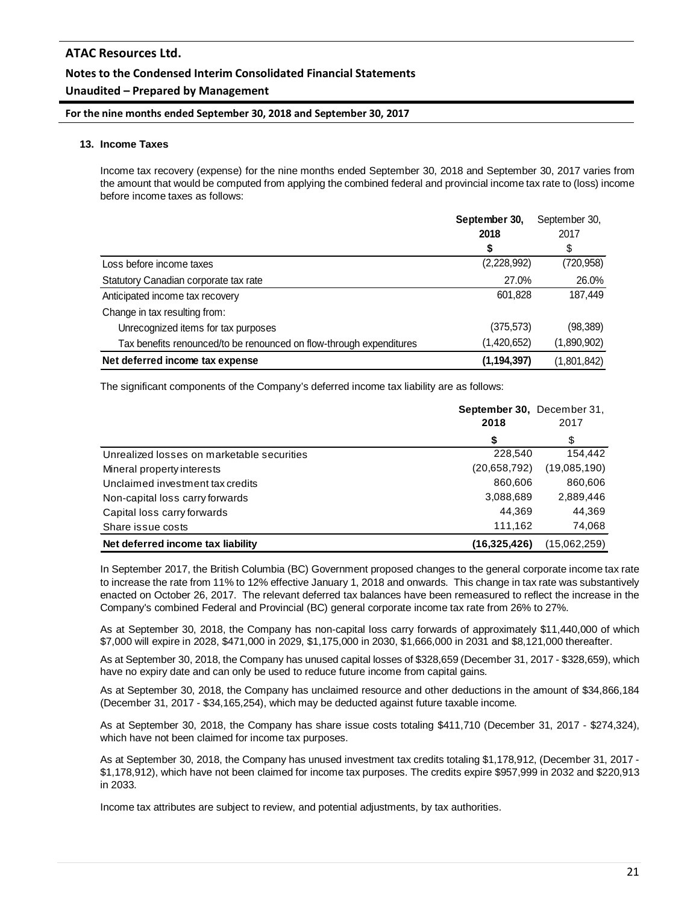## 13. Income Taxes

Income tax recovery (expense) for the nine months ended September 30, 2018 and September 30, 2017 varies from the amount that would be computed from applying the combined federal and provincial income tax rate to (loss) income before income taxes as follows:

| | **September 30, 2018** | September 30, 2017 |
|---|---|---|
| | **$** | $ |
| Loss before income taxes | (2,228,992) | (720,958) |
| Statutory Canadian corporate tax rate | 27.0% | 26.0% |
| Anticipated income tax recovery | 601,828 | 187,449 |
| Change in tax resulting from: | | |
| Unrecognized items for tax purposes | (375,573) | (98,389) |
| Tax benefits renounced/to be renounced on flow-through expenditures | (1,420,652) | (1,890,902) |
| **Net deferred income tax expense** | **(1,194,397)** | (1,801,842) |

The significant components of the Company's deferred income tax liability are as follows:

| | **September 30, 2018** | December 31, 2017 |
|---|---|---|
| | **$** | $ |
| Unrealized losses on marketable securities | 228,540 | 154,442 |
| Mineral property interests | (20,658,792) | (19,085,190) |
| Unclaimed investment tax credits | 860,606 | 860,606 |
| Non-capital loss carry forwards | 3,088,689 | 2,889,446 |
| Capital loss carry forwards | 44,369 | 44,369 |
| Share issue costs | 111,162 | 74,068 |
| **Net deferred income tax liability** | **(16,325,426)** | (15,062,259) |

In September 2017, the British Columbia (BC) Government proposed changes to the general corporate income tax rate to increase the rate from 11% to 12% effective January 1, 2018 and onwards. This change in tax rate was substantively enacted on October 26, 2017. The relevant deferred tax balances have been remeasured to reflect the increase in the Company's combined Federal and Provincial (BC) general corporate income tax rate from 26% to 27%.

As at September 30, 2018, the Company has non-capital loss carry forwards of approximately $11,440,000 of which $7,000 will expire in 2028, $471,000 in 2029, $1,175,000 in 2030, $1,666,000 in 2031 and $8,121,000 thereafter.

As at September 30, 2018, the Company has unused capital losses of $328,659 (December 31, 2017 - $328,659), which have no expiry date and can only be used to reduce future income from capital gains.

As at September 30, 2018, the Company has unclaimed resource and other deductions in the amount of $34,866,184 (December 31, 2017 - $34,165,254), which may be deducted against future taxable income.

As at September 30, 2018, the Company has share issue costs totaling $411,710 (December 31, 2017 - $274,324), which have not been claimed for income tax purposes.

As at September 30, 2018, the Company has unused investment tax credits totaling $1,178,912, (December 31, 2017 - $1,178,912), which have not been claimed for income tax purposes. The credits expire $957,999 in 2032 and $220,913 in 2033.

Income tax attributes are subject to review, and potential adjustments, by tax authorities.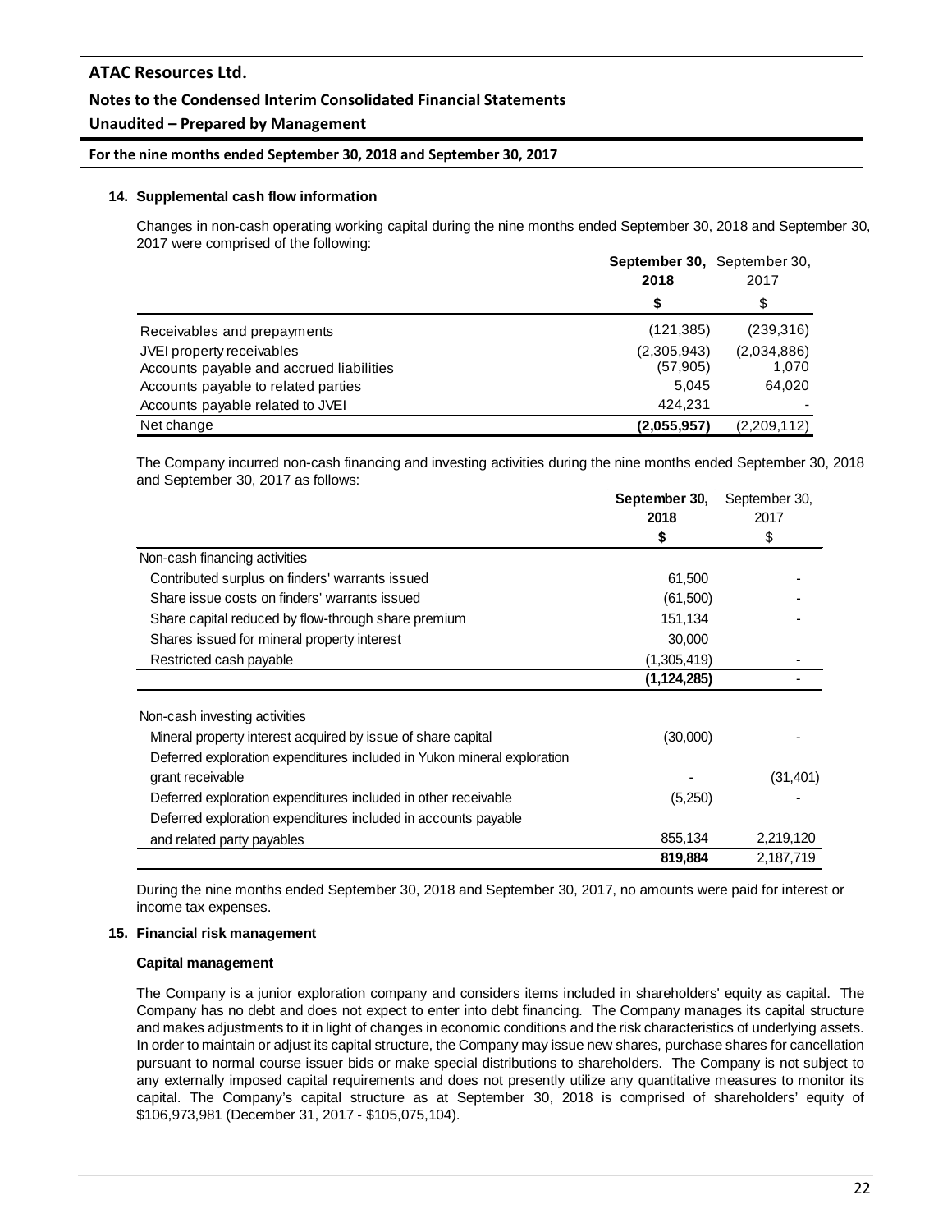## 14. Supplemental cash flow information

Changes in non-cash operating working capital during the nine months ended September 30, 2018 and September 30, 2017 were comprised of the following:

| | **September 30, 2018** | September 30, 2017 |
|---|---|---|
| | **$** | $ |
| Receivables and prepayments | (121,385) | (239,316) |
| JVEI property receivables | (2,305,943) | (2,034,886) |
| Accounts payable and accrued liabilities | (57,905) | 1,070 |
| Accounts payable to related parties | 5,045 | 64,020 |
| Accounts payable related to JVEI | 424,231 | - |
| Net change | **(2,055,957)** | (2,209,112) |

The Company incurred non-cash financing and investing activities during the nine months ended September 30, 2018 and September 30, 2017 as follows:

| | **September 30, 2018** | September 30, 2017 |
|---|---|---|
| | **$** | $ |
| Non-cash financing activities | | |
| Contributed surplus on finders' warrants issued | 61,500 | - |
| Share issue costs on finders' warrants issued | (61,500) | - |
| Share capital reduced by flow-through share premium | 151,134 | - |
| Shares issued for mineral property interest | 30,000 | |
| Restricted cash payable | (1,305,419) | - |
| | **(1,124,285)** | - |
| Non-cash investing activities | | |
| Mineral property interest acquired by issue of share capital | (30,000) | - |
| Deferred exploration expenditures included in Yukon mineral exploration grant receivable | - | (31,401) |
| Deferred exploration expenditures included in other receivable | (5,250) | - |
| Deferred exploration expenditures included in accounts payable and related party payables | 855,134 | 2,219,120 |
| | **819,884** | 2,187,719 |

During the nine months ended September 30, 2018 and September 30, 2017, no amounts were paid for interest or income tax expenses.

## 15. Financial risk management

### Capital management

The Company is a junior exploration company and considers items included in shareholders' equity as capital. The Company has no debt and does not expect to enter into debt financing. The Company manages its capital structure and makes adjustments to it in light of changes in economic conditions and the risk characteristics of underlying assets. In order to maintain or adjust its capital structure, the Company may issue new shares, purchase shares for cancellation pursuant to normal course issuer bids or make special distributions to shareholders. The Company is not subject to any externally imposed capital requirements and does not presently utilize any quantitative measures to monitor its capital. The Company's capital structure as at September 30, 2018 is comprised of shareholders' equity of $106,973,981 (December 31, 2017 - $105,075,104).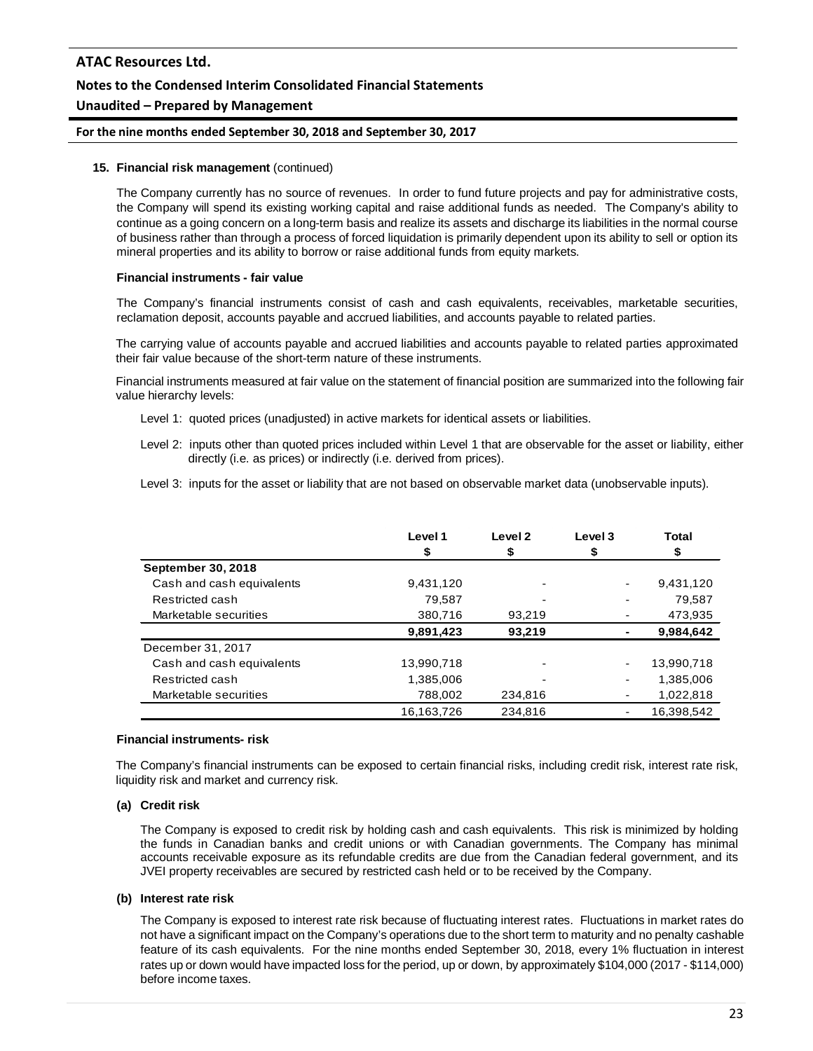**15. Financial risk management** (continued)

The Company currently has no source of revenues. In order to fund future projects and pay for administrative costs, the Company will spend its existing working capital and raise additional funds as needed. The Company's ability to continue as a going concern on a long-term basis and realize its assets and discharge its liabilities in the normal course of business rather than through a process of forced liquidation is primarily dependent upon its ability to sell or option its mineral properties and its ability to borrow or raise additional funds from equity markets.

**Financial instruments - fair value**

The Company's financial instruments consist of cash and cash equivalents, receivables, marketable securities, reclamation deposit, accounts payable and accrued liabilities, and accounts payable to related parties.

The carrying value of accounts payable and accrued liabilities and accounts payable to related parties approximated their fair value because of the short-term nature of these instruments.

Financial instruments measured at fair value on the statement of financial position are summarized into the following fair value hierarchy levels:

Level 1: quoted prices (unadjusted) in active markets for identical assets or liabilities.

Level 2: inputs other than quoted prices included within Level 1 that are observable for the asset or liability, either directly (i.e. as prices) or indirectly (i.e. derived from prices).

Level 3: inputs for the asset or liability that are not based on observable market data (unobservable inputs).

| | Level 1 $ | Level 2 $ | Level 3 $ | Total $ |
|---|---|---|---|---|
| **September 30, 2018** | | | | |
| Cash and cash equivalents | 9,431,120 | - | - | 9,431,120 |
| Restricted cash | 79,587 | - | - | 79,587 |
| Marketable securities | 380,716 | 93,219 | - | 473,935 |
| | **9,891,423** | **93,219** | **-** | **9,984,642** |
| December 31, 2017 | | | | |
| Cash and cash equivalents | 13,990,718 | - | - | 13,990,718 |
| Restricted cash | 1,385,006 | - | - | 1,385,006 |
| Marketable securities | 788,002 | 234,816 | - | 1,022,818 |
| | 16,163,726 | 234,816 | - | 16,398,542 |

**Financial instruments- risk**

The Company's financial instruments can be exposed to certain financial risks, including credit risk, interest rate risk, liquidity risk and market and currency risk.

**(a) Credit risk**

The Company is exposed to credit risk by holding cash and cash equivalents. This risk is minimized by holding the funds in Canadian banks and credit unions or with Canadian governments. The Company has minimal accounts receivable exposure as its refundable credits are due from the Canadian federal government, and its JVEI property receivables are secured by restricted cash held or to be received by the Company.

**(b) Interest rate risk**

The Company is exposed to interest rate risk because of fluctuating interest rates. Fluctuations in market rates do not have a significant impact on the Company's operations due to the short term to maturity and no penalty cashable feature of its cash equivalents. For the nine months ended September 30, 2018, every 1% fluctuation in interest rates up or down would have impacted loss for the period, up or down, by approximately $104,000 (2017 - $114,000) before income taxes.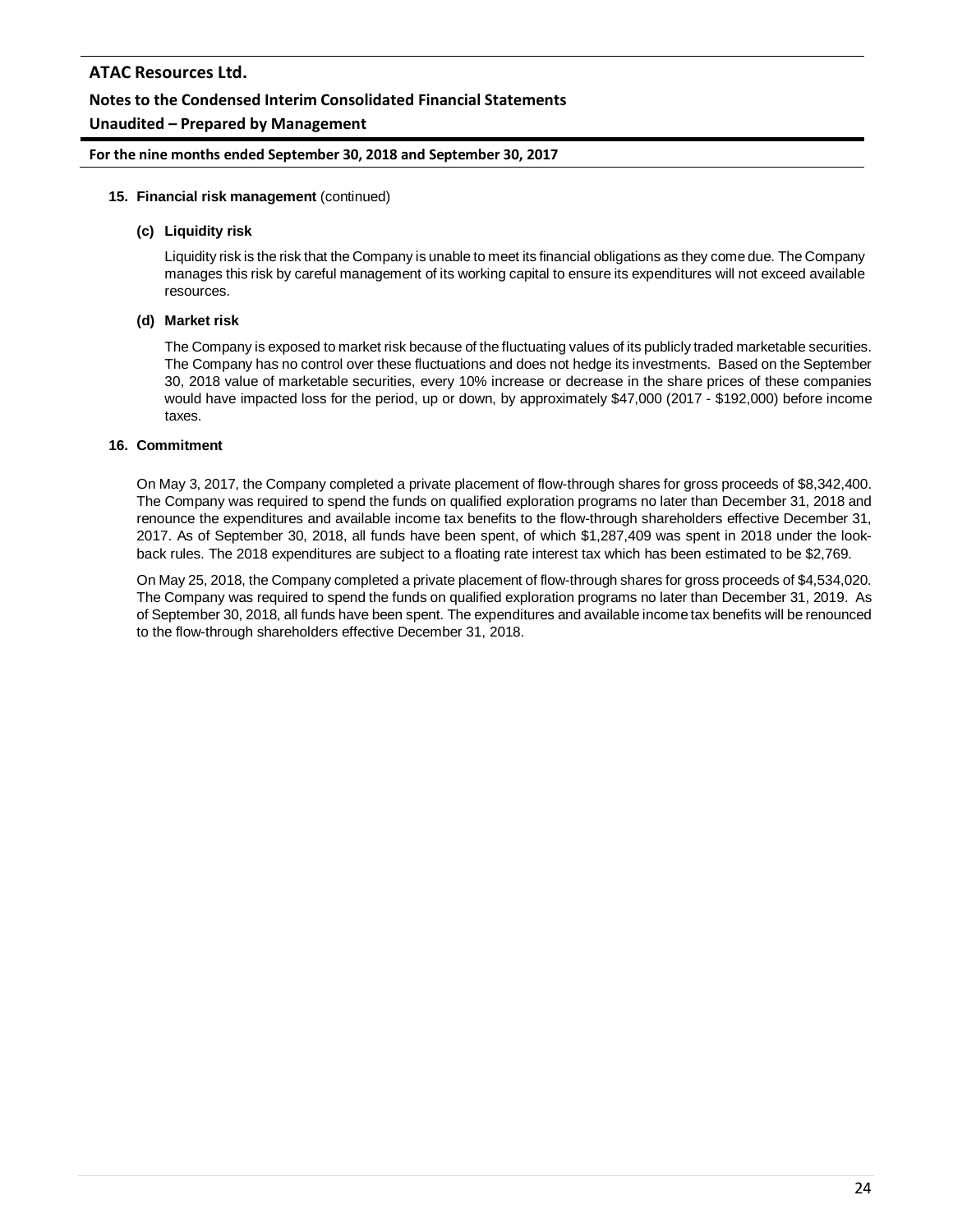**15. Financial risk management** (continued)

**(c) Liquidity risk**

Liquidity risk is the risk that the Company is unable to meet its financial obligations as they come due. The Company manages this risk by careful management of its working capital to ensure its expenditures will not exceed available resources.

**(d) Market risk**

The Company is exposed to market risk because of the fluctuating values of its publicly traded marketable securities. The Company has no control over these fluctuations and does not hedge its investments. Based on the September 30, 2018 value of marketable securities, every 10% increase or decrease in the share prices of these companies would have impacted loss for the period, up or down, by approximately $47,000 (2017 - $192,000) before income taxes.

**16. Commitment**

On May 3, 2017, the Company completed a private placement of flow-through shares for gross proceeds of $8,342,400. The Company was required to spend the funds on qualified exploration programs no later than December 31, 2018 and renounce the expenditures and available income tax benefits to the flow-through shareholders effective December 31, 2017. As of September 30, 2018, all funds have been spent, of which $1,287,409 was spent in 2018 under the look-back rules. The 2018 expenditures are subject to a floating rate interest tax which has been estimated to be $2,769.

On May 25, 2018, the Company completed a private placement of flow-through shares for gross proceeds of $4,534,020. The Company was required to spend the funds on qualified exploration programs no later than December 31, 2019. As of September 30, 2018, all funds have been spent. The expenditures and available income tax benefits will be renounced to the flow-through shareholders effective December 31, 2018.